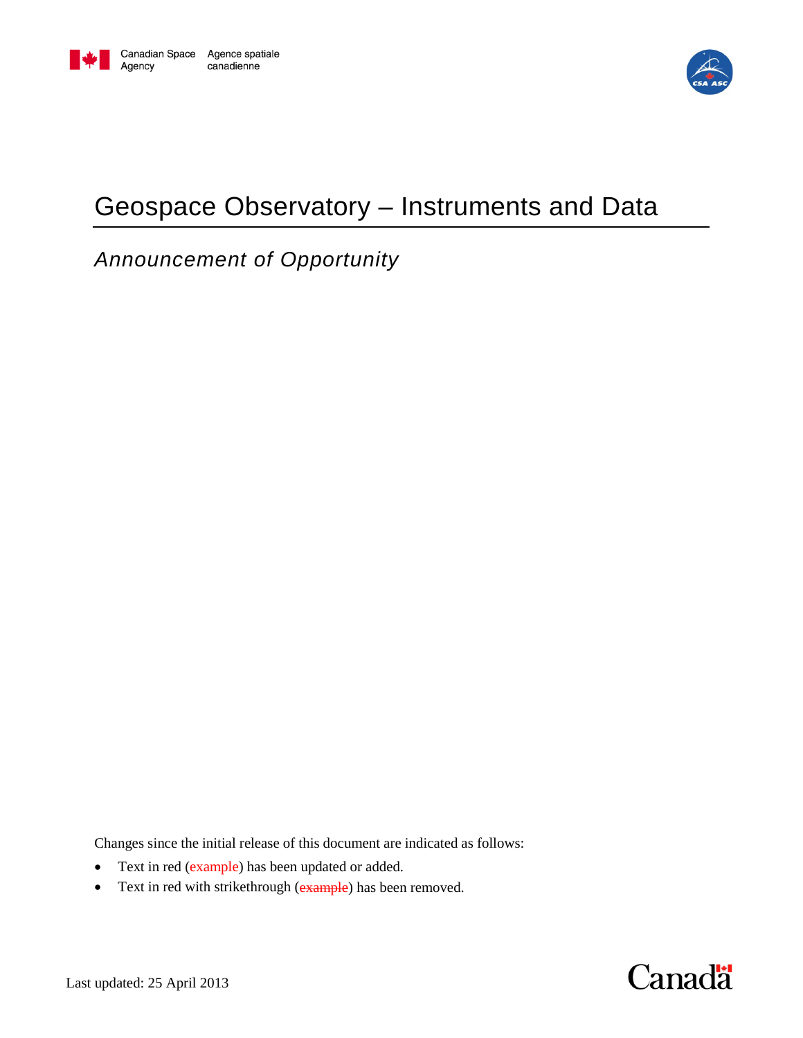Canadian Space Agency | Agence spatiale canadienne

# Geospace Observatory – Instruments and Data

## *Announcement of Opportunity*

Changes since the initial release of this document are indicated as follows:

- Text in red (example) has been updated or added.
- Text in red with strikethrough (~~example~~) has been removed.

Last updated: 25 April 2013

Canada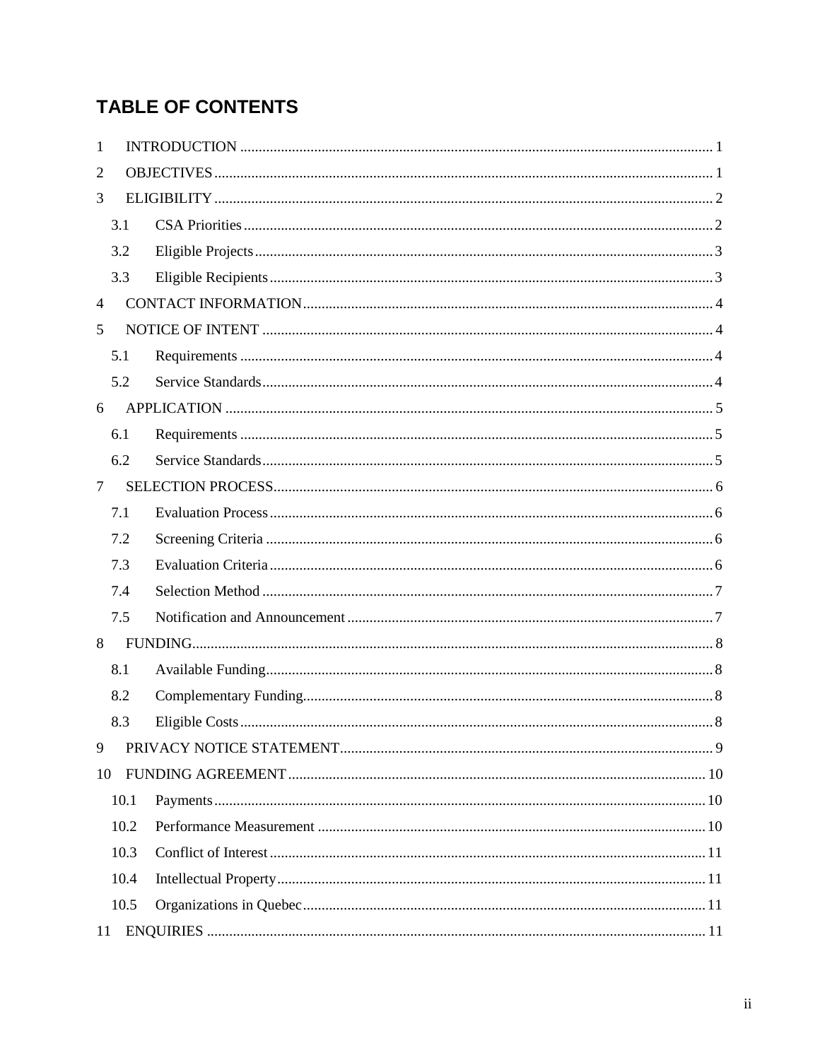# TABLE OF CONTENTS

1 INTRODUCTION ..... 1
2 OBJECTIVES ..... 1
3 ELIGIBILITY ..... 2
- 3.1 CSA Priorities ..... 2
- 3.2 Eligible Projects ..... 3
- 3.3 Eligible Recipients ..... 3

4 CONTACT INFORMATION ..... 4
5 NOTICE OF INTENT ..... 4
- 5.1 Requirements ..... 4
- 5.2 Service Standards ..... 4

6 APPLICATION ..... 5
- 6.1 Requirements ..... 5
- 6.2 Service Standards ..... 5

7 SELECTION PROCESS ..... 6
- 7.1 Evaluation Process ..... 6
- 7.2 Screening Criteria ..... 6
- 7.3 Evaluation Criteria ..... 6
- 7.4 Selection Method ..... 7
- 7.5 Notification and Announcement ..... 7

8 FUNDING ..... 8
- 8.1 Available Funding ..... 8
- 8.2 Complementary Funding ..... 8
- 8.3 Eligible Costs ..... 8

9 PRIVACY NOTICE STATEMENT ..... 9
10 FUNDING AGREEMENT ..... 10
- 10.1 Payments ..... 10
- 10.2 Performance Measurement ..... 10
- 10.3 Conflict of Interest ..... 11
- 10.4 Intellectual Property ..... 11
- 10.5 Organizations in Quebec ..... 11

11 ENQUIRIES ..... 11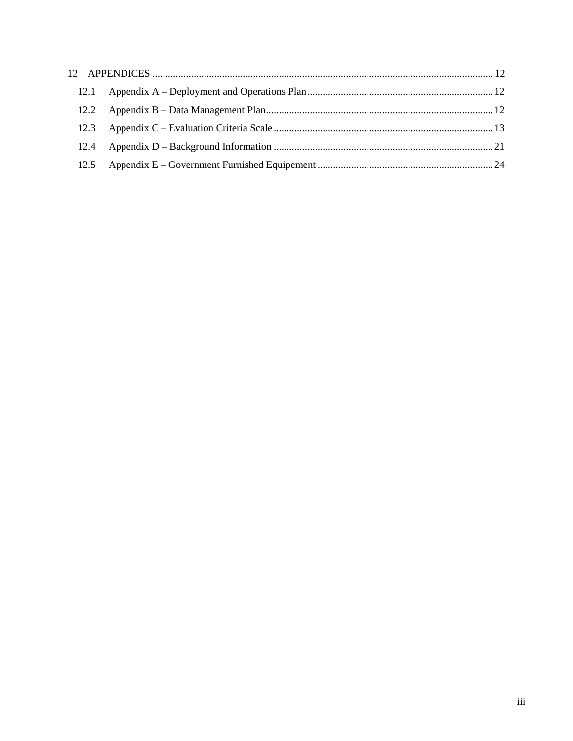12 APPENDICES ........................................................................................................................ 12

12.1 Appendix A – Deployment and Operations Plan ........................................................................ 12

12.2 Appendix B – Data Management Plan ........................................................................................ 12

12.3 Appendix C – Evaluation Criteria Scale ..................................................................................... 13

12.4 Appendix D – Background Information ..................................................................................... 21

12.5 Appendix E – Government Furnished Equipement .................................................................... 24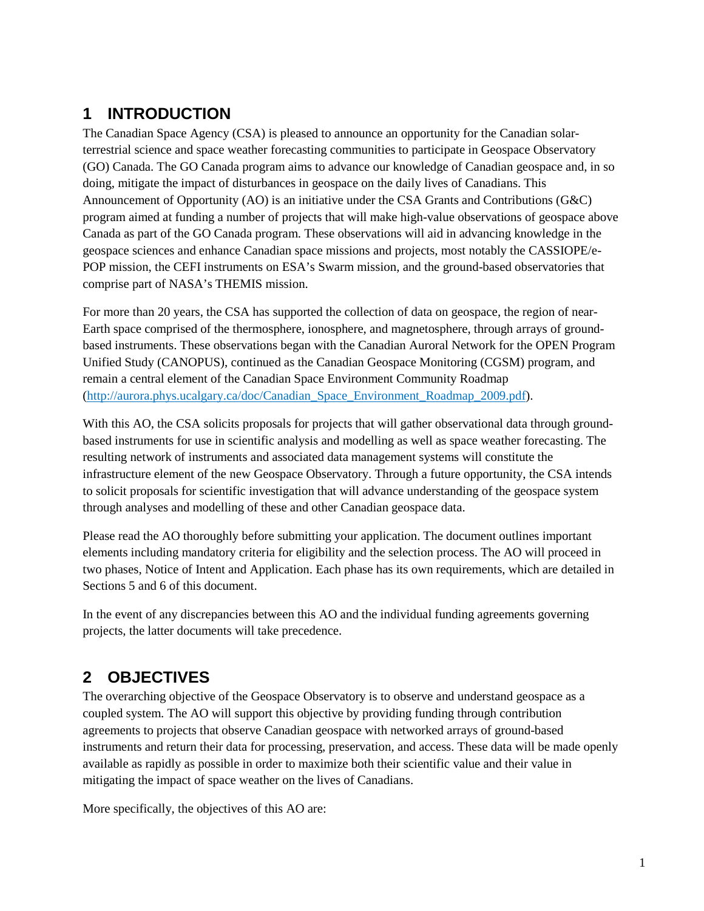# 1 INTRODUCTION

The Canadian Space Agency (CSA) is pleased to announce an opportunity for the Canadian solar-terrestrial science and space weather forecasting communities to participate in Geospace Observatory (GO) Canada. The GO Canada program aims to advance our knowledge of Canadian geospace and, in so doing, mitigate the impact of disturbances in geospace on the daily lives of Canadians. This Announcement of Opportunity (AO) is an initiative under the CSA Grants and Contributions (G&C) program aimed at funding a number of projects that will make high-value observations of geospace above Canada as part of the GO Canada program. These observations will aid in advancing knowledge in the geospace sciences and enhance Canadian space missions and projects, most notably the CASSIOPE/e-POP mission, the CEFI instruments on ESA's Swarm mission, and the ground-based observatories that comprise part of NASA's THEMIS mission.

For more than 20 years, the CSA has supported the collection of data on geospace, the region of near-Earth space comprised of the thermosphere, ionosphere, and magnetosphere, through arrays of ground-based instruments. These observations began with the Canadian Auroral Network for the OPEN Program Unified Study (CANOPUS), continued as the Canadian Geospace Monitoring (CGSM) program, and remain a central element of the Canadian Space Environment Community Roadmap ([http://aurora.phys.ucalgary.ca/doc/Canadian_Space_Environment_Roadmap_2009.pdf](http://aurora.phys.ucalgary.ca/doc/Canadian_Space_Environment_Roadmap_2009.pdf)).

With this AO, the CSA solicits proposals for projects that will gather observational data through ground-based instruments for use in scientific analysis and modelling as well as space weather forecasting. The resulting network of instruments and associated data management systems will constitute the infrastructure element of the new Geospace Observatory. Through a future opportunity, the CSA intends to solicit proposals for scientific investigation that will advance understanding of the geospace system through analyses and modelling of these and other Canadian geospace data.

Please read the AO thoroughly before submitting your application. The document outlines important elements including mandatory criteria for eligibility and the selection process. The AO will proceed in two phases, Notice of Intent and Application. Each phase has its own requirements, which are detailed in Sections 5 and 6 of this document.

In the event of any discrepancies between this AO and the individual funding agreements governing projects, the latter documents will take precedence.

# 2 OBJECTIVES

The overarching objective of the Geospace Observatory is to observe and understand geospace as a coupled system. The AO will support this objective by providing funding through contribution agreements to projects that observe Canadian geospace with networked arrays of ground-based instruments and return their data for processing, preservation, and access. These data will be made openly available as rapidly as possible in order to maximize both their scientific value and their value in mitigating the impact of space weather on the lives of Canadians.

More specifically, the objectives of this AO are: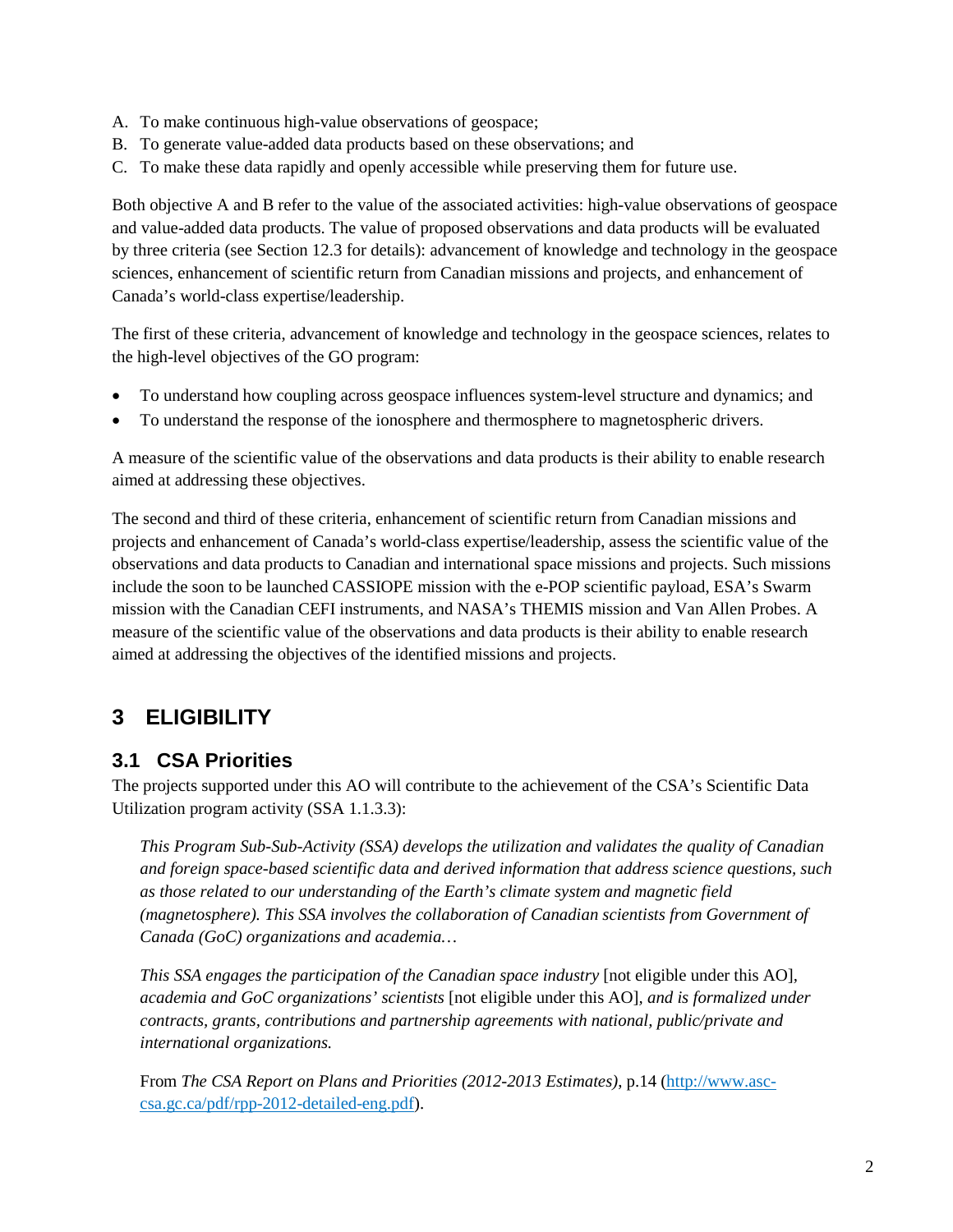A. To make continuous high-value observations of geospace;
B. To generate value-added data products based on these observations; and
C. To make these data rapidly and openly accessible while preserving them for future use.

Both objective A and B refer to the value of the associated activities: high-value observations of geospace and value-added data products. The value of proposed observations and data products will be evaluated by three criteria (see Section 12.3 for details): advancement of knowledge and technology in the geospace sciences, enhancement of scientific return from Canadian missions and projects, and enhancement of Canada's world-class expertise/leadership.

The first of these criteria, advancement of knowledge and technology in the geospace sciences, relates to the high-level objectives of the GO program:

- To understand how coupling across geospace influences system-level structure and dynamics; and
- To understand the response of the ionosphere and thermosphere to magnetospheric drivers.

A measure of the scientific value of the observations and data products is their ability to enable research aimed at addressing these objectives.

The second and third of these criteria, enhancement of scientific return from Canadian missions and projects and enhancement of Canada's world-class expertise/leadership, assess the scientific value of the observations and data products to Canadian and international space missions and projects. Such missions include the soon to be launched CASSIOPE mission with the e-POP scientific payload, ESA's Swarm mission with the Canadian CEFI instruments, and NASA's THEMIS mission and Van Allen Probes. A measure of the scientific value of the observations and data products is their ability to enable research aimed at addressing the objectives of the identified missions and projects.

# 3 ELIGIBILITY

## 3.1 CSA Priorities

The projects supported under this AO will contribute to the achievement of the CSA's Scientific Data Utilization program activity (SSA 1.1.3.3):

> *This Program Sub-Sub-Activity (SSA) develops the utilization and validates the quality of Canadian and foreign space-based scientific data and derived information that address science questions, such as those related to our understanding of the Earth's climate system and magnetic field (magnetosphere). This SSA involves the collaboration of Canadian scientists from Government of Canada (GoC) organizations and academia…*
>
> *This SSA engages the participation of the Canadian space industry* [not eligible under this AO], *academia and GoC organizations' scientists* [not eligible under this AO], *and is formalized under contracts, grants, contributions and partnership agreements with national, public/private and international organizations.*
>
> From *The CSA Report on Plans and Priorities (2012-2013 Estimates)*, p.14 (http://www.asc-csa.gc.ca/pdf/rpp-2012-detailed-eng.pdf).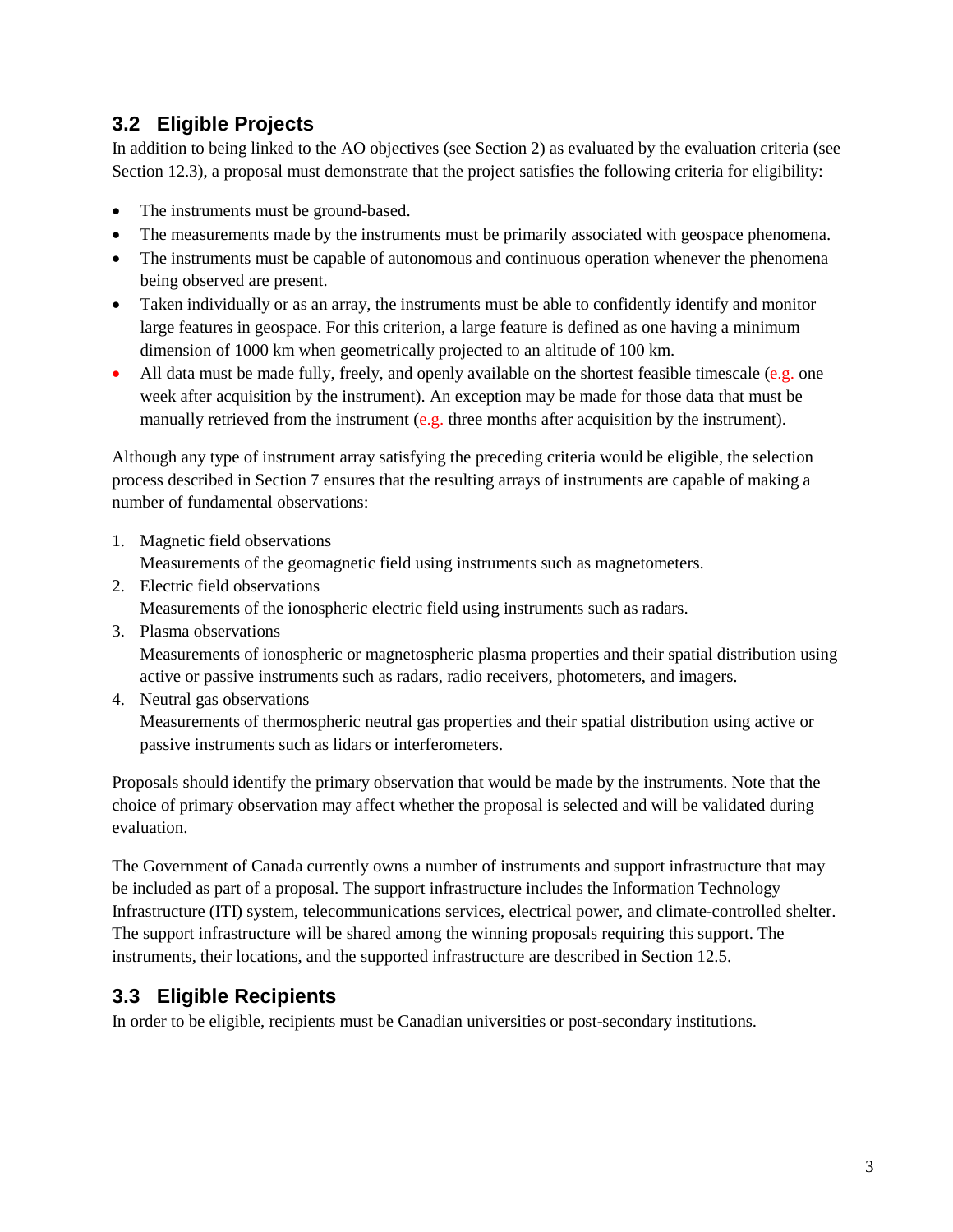## 3.2 Eligible Projects

In addition to being linked to the AO objectives (see Section 2) as evaluated by the evaluation criteria (see Section 12.3), a proposal must demonstrate that the project satisfies the following criteria for eligibility:

- The instruments must be ground-based.
- The measurements made by the instruments must be primarily associated with geospace phenomena.
- The instruments must be capable of autonomous and continuous operation whenever the phenomena being observed are present.
- Taken individually or as an array, the instruments must be able to confidently identify and monitor large features in geospace. For this criterion, a large feature is defined as one having a minimum dimension of 1000 km when geometrically projected to an altitude of 100 km.
- All data must be made fully, freely, and openly available on the shortest feasible timescale (e.g. one week after acquisition by the instrument). An exception may be made for those data that must be manually retrieved from the instrument (e.g. three months after acquisition by the instrument).

Although any type of instrument array satisfying the preceding criteria would be eligible, the selection process described in Section 7 ensures that the resulting arrays of instruments are capable of making a number of fundamental observations:

1. Magnetic field observations
   Measurements of the geomagnetic field using instruments such as magnetometers.
2. Electric field observations
   Measurements of the ionospheric electric field using instruments such as radars.
3. Plasma observations
   Measurements of ionospheric or magnetospheric plasma properties and their spatial distribution using active or passive instruments such as radars, radio receivers, photometers, and imagers.
4. Neutral gas observations
   Measurements of thermospheric neutral gas properties and their spatial distribution using active or passive instruments such as lidars or interferometers.

Proposals should identify the primary observation that would be made by the instruments. Note that the choice of primary observation may affect whether the proposal is selected and will be validated during evaluation.

The Government of Canada currently owns a number of instruments and support infrastructure that may be included as part of a proposal. The support infrastructure includes the Information Technology Infrastructure (ITI) system, telecommunications services, electrical power, and climate-controlled shelter. The support infrastructure will be shared among the winning proposals requiring this support. The instruments, their locations, and the supported infrastructure are described in Section 12.5.

## 3.3 Eligible Recipients

In order to be eligible, recipients must be Canadian universities or post-secondary institutions.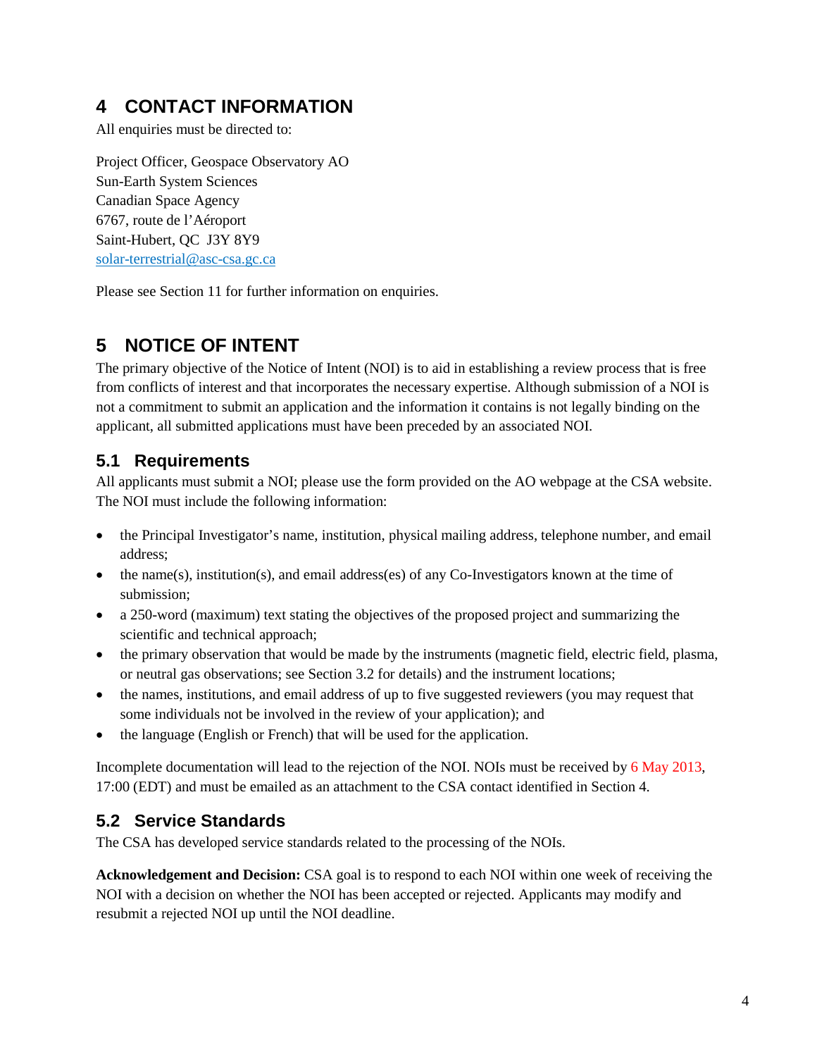# 4 CONTACT INFORMATION

All enquiries must be directed to:

Project Officer, Geospace Observatory AO
Sun-Earth System Sciences
Canadian Space Agency
6767, route de l'Aéroport
Saint-Hubert, QC  J3Y 8Y9
solar-terrestrial@asc-csa.gc.ca

Please see Section 11 for further information on enquiries.

# 5 NOTICE OF INTENT

The primary objective of the Notice of Intent (NOI) is to aid in establishing a review process that is free from conflicts of interest and that incorporates the necessary expertise. Although submission of a NOI is not a commitment to submit an application and the information it contains is not legally binding on the applicant, all submitted applications must have been preceded by an associated NOI.

## 5.1 Requirements

All applicants must submit a NOI; please use the form provided on the AO webpage at the CSA website. The NOI must include the following information:

- the Principal Investigator's name, institution, physical mailing address, telephone number, and email address;
- the name(s), institution(s), and email address(es) of any Co-Investigators known at the time of submission;
- a 250-word (maximum) text stating the objectives of the proposed project and summarizing the scientific and technical approach;
- the primary observation that would be made by the instruments (magnetic field, electric field, plasma, or neutral gas observations; see Section 3.2 for details) and the instrument locations;
- the names, institutions, and email address of up to five suggested reviewers (you may request that some individuals not be involved in the review of your application); and
- the language (English or French) that will be used for the application.

Incomplete documentation will lead to the rejection of the NOI. NOIs must be received by 6 May 2013, 17:00 (EDT) and must be emailed as an attachment to the CSA contact identified in Section 4.

## 5.2 Service Standards

The CSA has developed service standards related to the processing of the NOIs.

**Acknowledgement and Decision:** CSA goal is to respond to each NOI within one week of receiving the NOI with a decision on whether the NOI has been accepted or rejected. Applicants may modify and resubmit a rejected NOI up until the NOI deadline.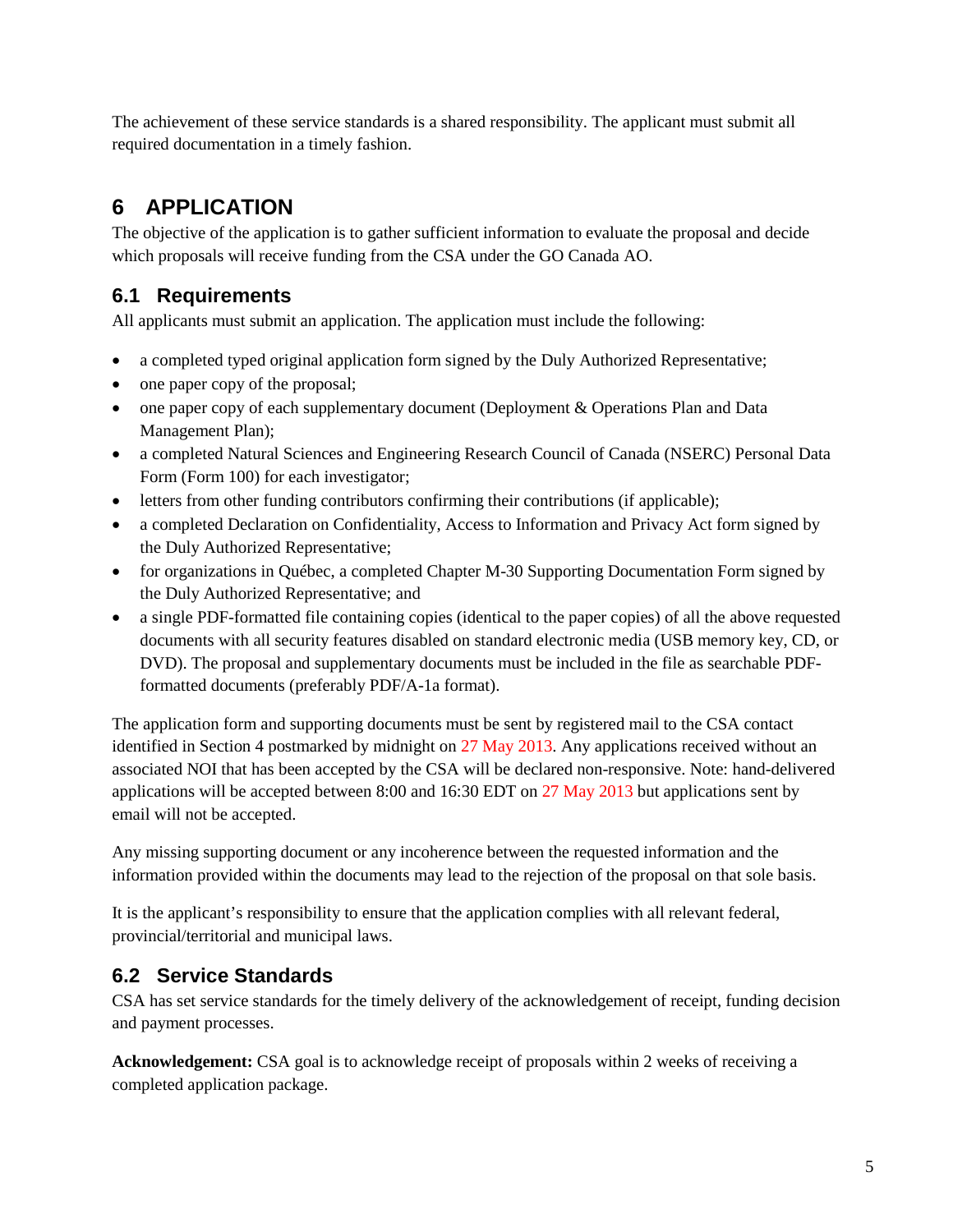The achievement of these service standards is a shared responsibility. The applicant must submit all required documentation in a timely fashion.

# 6 APPLICATION

The objective of the application is to gather sufficient information to evaluate the proposal and decide which proposals will receive funding from the CSA under the GO Canada AO.

## 6.1 Requirements

All applicants must submit an application. The application must include the following:

- a completed typed original application form signed by the Duly Authorized Representative;
- one paper copy of the proposal;
- one paper copy of each supplementary document (Deployment & Operations Plan and Data Management Plan);
- a completed Natural Sciences and Engineering Research Council of Canada (NSERC) Personal Data Form (Form 100) for each investigator;
- letters from other funding contributors confirming their contributions (if applicable);
- a completed Declaration on Confidentiality, Access to Information and Privacy Act form signed by the Duly Authorized Representative;
- for organizations in Québec, a completed Chapter M-30 Supporting Documentation Form signed by the Duly Authorized Representative; and
- a single PDF-formatted file containing copies (identical to the paper copies) of all the above requested documents with all security features disabled on standard electronic media (USB memory key, CD, or DVD). The proposal and supplementary documents must be included in the file as searchable PDF-formatted documents (preferably PDF/A-1a format).

The application form and supporting documents must be sent by registered mail to the CSA contact identified in Section 4 postmarked by midnight on 27 May 2013. Any applications received without an associated NOI that has been accepted by the CSA will be declared non-responsive. Note: hand-delivered applications will be accepted between 8:00 and 16:30 EDT on 27 May 2013 but applications sent by email will not be accepted.

Any missing supporting document or any incoherence between the requested information and the information provided within the documents may lead to the rejection of the proposal on that sole basis.

It is the applicant's responsibility to ensure that the application complies with all relevant federal, provincial/territorial and municipal laws.

## 6.2 Service Standards

CSA has set service standards for the timely delivery of the acknowledgement of receipt, funding decision and payment processes.

**Acknowledgement:** CSA goal is to acknowledge receipt of proposals within 2 weeks of receiving a completed application package.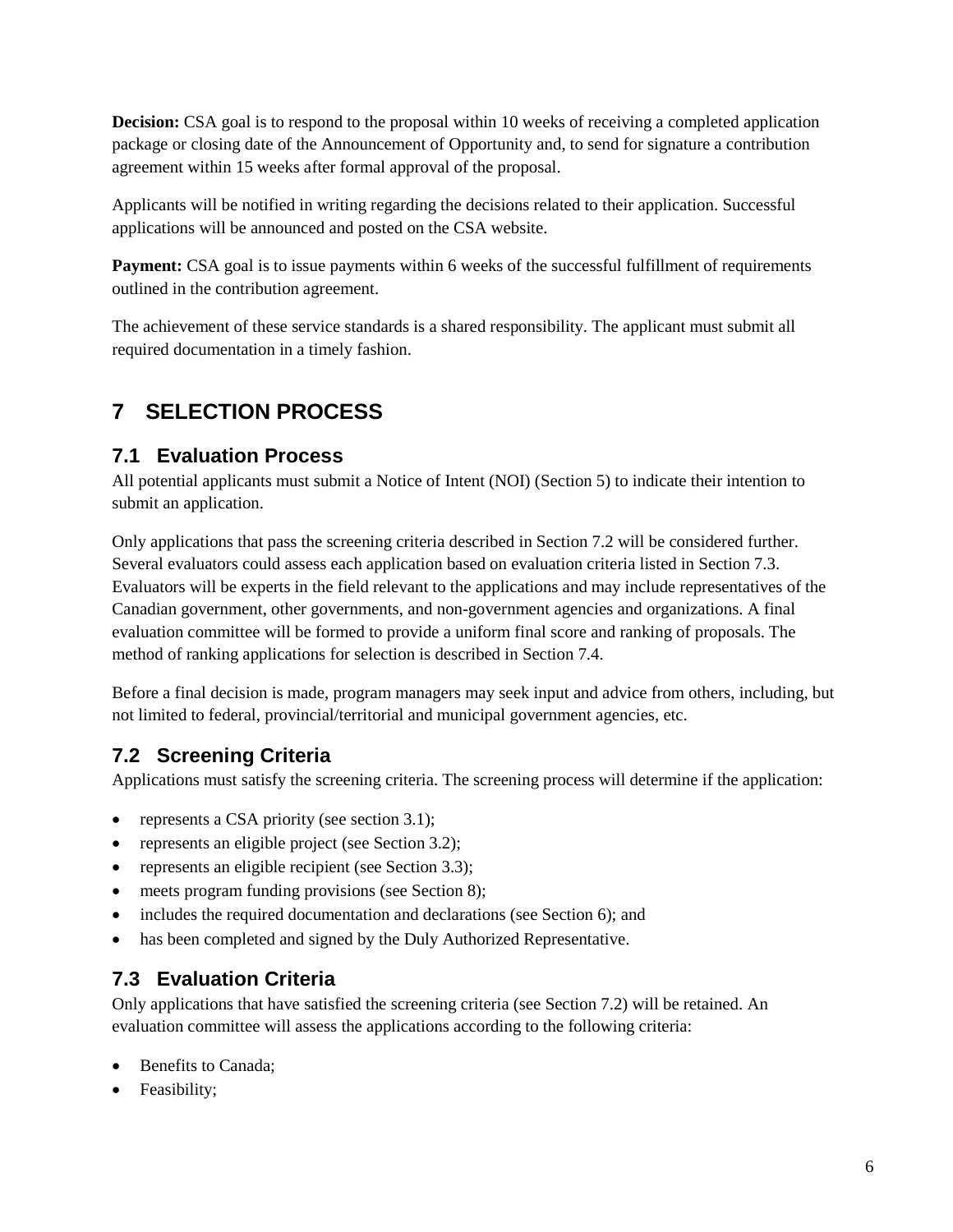**Decision:** CSA goal is to respond to the proposal within 10 weeks of receiving a completed application package or closing date of the Announcement of Opportunity and, to send for signature a contribution agreement within 15 weeks after formal approval of the proposal.

Applicants will be notified in writing regarding the decisions related to their application. Successful applications will be announced and posted on the CSA website.

**Payment:** CSA goal is to issue payments within 6 weeks of the successful fulfillment of requirements outlined in the contribution agreement.

The achievement of these service standards is a shared responsibility. The applicant must submit all required documentation in a timely fashion.

# 7 SELECTION PROCESS

## 7.1 Evaluation Process

All potential applicants must submit a Notice of Intent (NOI) (Section 5) to indicate their intention to submit an application.

Only applications that pass the screening criteria described in Section 7.2 will be considered further. Several evaluators could assess each application based on evaluation criteria listed in Section 7.3. Evaluators will be experts in the field relevant to the applications and may include representatives of the Canadian government, other governments, and non-government agencies and organizations. A final evaluation committee will be formed to provide a uniform final score and ranking of proposals. The method of ranking applications for selection is described in Section 7.4.

Before a final decision is made, program managers may seek input and advice from others, including, but not limited to federal, provincial/territorial and municipal government agencies, etc.

## 7.2 Screening Criteria

Applications must satisfy the screening criteria. The screening process will determine if the application:

- represents a CSA priority (see section 3.1);
- represents an eligible project (see Section 3.2);
- represents an eligible recipient (see Section 3.3);
- meets program funding provisions (see Section 8);
- includes the required documentation and declarations (see Section 6); and
- has been completed and signed by the Duly Authorized Representative.

## 7.3 Evaluation Criteria

Only applications that have satisfied the screening criteria (see Section 7.2) will be retained. An evaluation committee will assess the applications according to the following criteria:

- Benefits to Canada;
- Feasibility;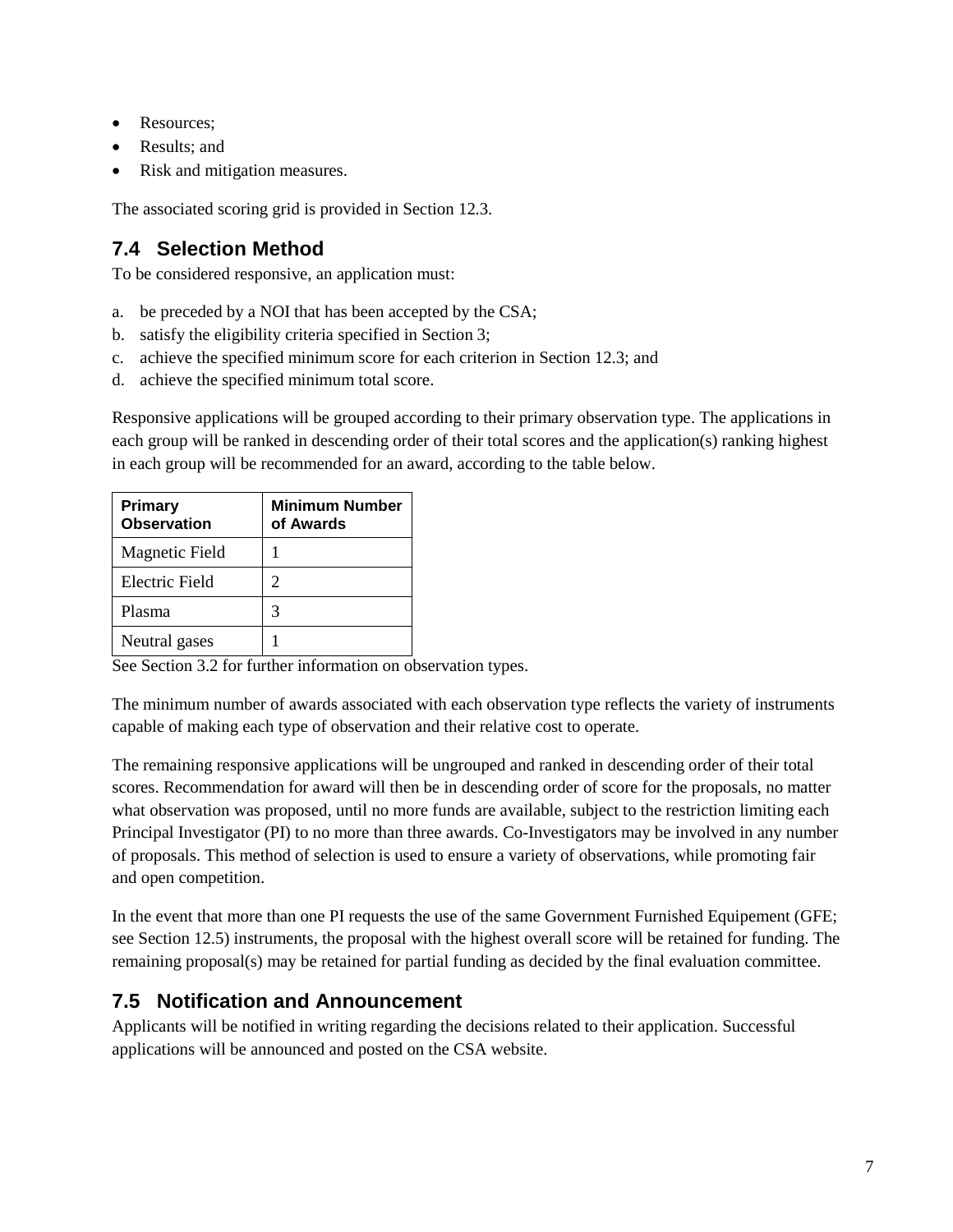- Resources;
- Results; and
- Risk and mitigation measures.

The associated scoring grid is provided in Section 12.3.

## 7.4 Selection Method

To be considered responsive, an application must:

a. be preceded by a NOI that has been accepted by the CSA;
b. satisfy the eligibility criteria specified in Section 3;
c. achieve the specified minimum score for each criterion in Section 12.3; and
d. achieve the specified minimum total score.

Responsive applications will be grouped according to their primary observation type. The applications in each group will be ranked in descending order of their total scores and the application(s) ranking highest in each group will be recommended for an award, according to the table below.

| Primary Observation | Minimum Number of Awards |
|---|---|
| Magnetic Field | 1 |
| Electric Field | 2 |
| Plasma | 3 |
| Neutral gases | 1 |

See Section 3.2 for further information on observation types.

The minimum number of awards associated with each observation type reflects the variety of instruments capable of making each type of observation and their relative cost to operate.

The remaining responsive applications will be ungrouped and ranked in descending order of their total scores. Recommendation for award will then be in descending order of score for the proposals, no matter what observation was proposed, until no more funds are available, subject to the restriction limiting each Principal Investigator (PI) to no more than three awards. Co-Investigators may be involved in any number of proposals. This method of selection is used to ensure a variety of observations, while promoting fair and open competition.

In the event that more than one PI requests the use of the same Government Furnished Equipement (GFE; see Section 12.5) instruments, the proposal with the highest overall score will be retained for funding. The remaining proposal(s) may be retained for partial funding as decided by the final evaluation committee.

## 7.5 Notification and Announcement

Applicants will be notified in writing regarding the decisions related to their application. Successful applications will be announced and posted on the CSA website.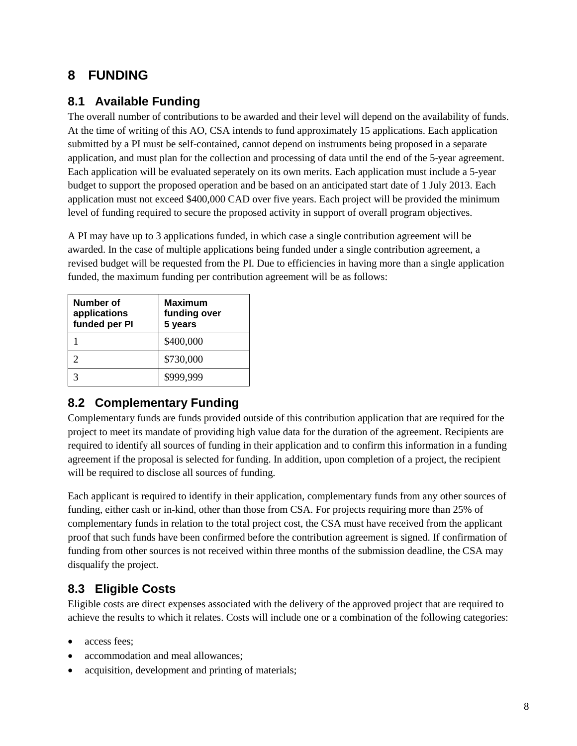# 8 FUNDING

## 8.1 Available Funding

The overall number of contributions to be awarded and their level will depend on the availability of funds. At the time of writing of this AO, CSA intends to fund approximately 15 applications. Each application submitted by a PI must be self-contained, cannot depend on instruments being proposed in a separate application, and must plan for the collection and processing of data until the end of the 5-year agreement. Each application will be evaluated seperately on its own merits. Each application must include a 5-year budget to support the proposed operation and be based on an anticipated start date of 1 July 2013. Each application must not exceed $400,000 CAD over five years. Each project will be provided the minimum level of funding required to secure the proposed activity in support of overall program objectives.

A PI may have up to 3 applications funded, in which case a single contribution agreement will be awarded. In the case of multiple applications being funded under a single contribution agreement, a revised budget will be requested from the PI. Due to efficiencies in having more than a single application funded, the maximum funding per contribution agreement will be as follows:

| Number of applications funded per PI | Maximum funding over 5 years |
|---|---|
| 1 | $400,000 |
| 2 | $730,000 |
| 3 | $999,999 |

## 8.2 Complementary Funding

Complementary funds are funds provided outside of this contribution application that are required for the project to meet its mandate of providing high value data for the duration of the agreement. Recipients are required to identify all sources of funding in their application and to confirm this information in a funding agreement if the proposal is selected for funding. In addition, upon completion of a project, the recipient will be required to disclose all sources of funding.

Each applicant is required to identify in their application, complementary funds from any other sources of funding, either cash or in-kind, other than those from CSA. For projects requiring more than 25% of complementary funds in relation to the total project cost, the CSA must have received from the applicant proof that such funds have been confirmed before the contribution agreement is signed. If confirmation of funding from other sources is not received within three months of the submission deadline, the CSA may disqualify the project.

## 8.3 Eligible Costs

Eligible costs are direct expenses associated with the delivery of the approved project that are required to achieve the results to which it relates. Costs will include one or a combination of the following categories:

- access fees;
- accommodation and meal allowances;
- acquisition, development and printing of materials;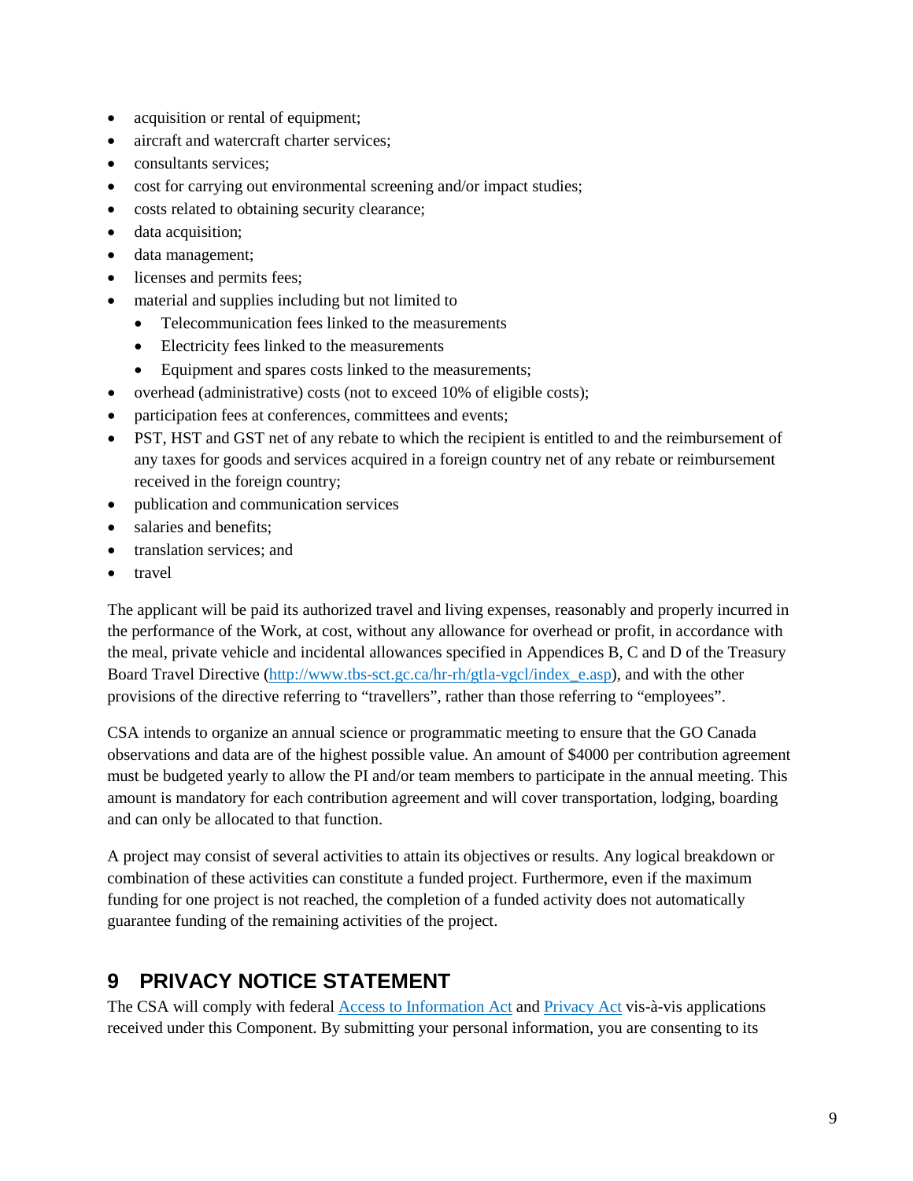- acquisition or rental of equipment;
- aircraft and watercraft charter services;
- consultants services;
- cost for carrying out environmental screening and/or impact studies;
- costs related to obtaining security clearance;
- data acquisition;
- data management;
- licenses and permits fees;
- material and supplies including but not limited to
  - Telecommunication fees linked to the measurements
  - Electricity fees linked to the measurements
  - Equipment and spares costs linked to the measurements;
- overhead (administrative) costs (not to exceed 10% of eligible costs);
- participation fees at conferences, committees and events;
- PST, HST and GST net of any rebate to which the recipient is entitled to and the reimbursement of any taxes for goods and services acquired in a foreign country net of any rebate or reimbursement received in the foreign country;
- publication and communication services
- salaries and benefits;
- translation services; and
- travel

The applicant will be paid its authorized travel and living expenses, reasonably and properly incurred in the performance of the Work, at cost, without any allowance for overhead or profit, in accordance with the meal, private vehicle and incidental allowances specified in Appendices B, C and D of the Treasury Board Travel Directive ([http://www.tbs-sct.gc.ca/hr-rh/gtla-vgcl/index_e.asp](http://www.tbs-sct.gc.ca/hr-rh/gtla-vgcl/index_e.asp)), and with the other provisions of the directive referring to "travellers", rather than those referring to "employees".

CSA intends to organize an annual science or programmatic meeting to ensure that the GO Canada observations and data are of the highest possible value. An amount of $4000 per contribution agreement must be budgeted yearly to allow the PI and/or team members to participate in the annual meeting. This amount is mandatory for each contribution agreement and will cover transportation, lodging, boarding and can only be allocated to that function.

A project may consist of several activities to attain its objectives or results. Any logical breakdown or combination of these activities can constitute a funded project. Furthermore, even if the maximum funding for one project is not reached, the completion of a funded activity does not automatically guarantee funding of the remaining activities of the project.

# 9 PRIVACY NOTICE STATEMENT

The CSA will comply with federal Access to Information Act and Privacy Act vis-à-vis applications received under this Component. By submitting your personal information, you are consenting to its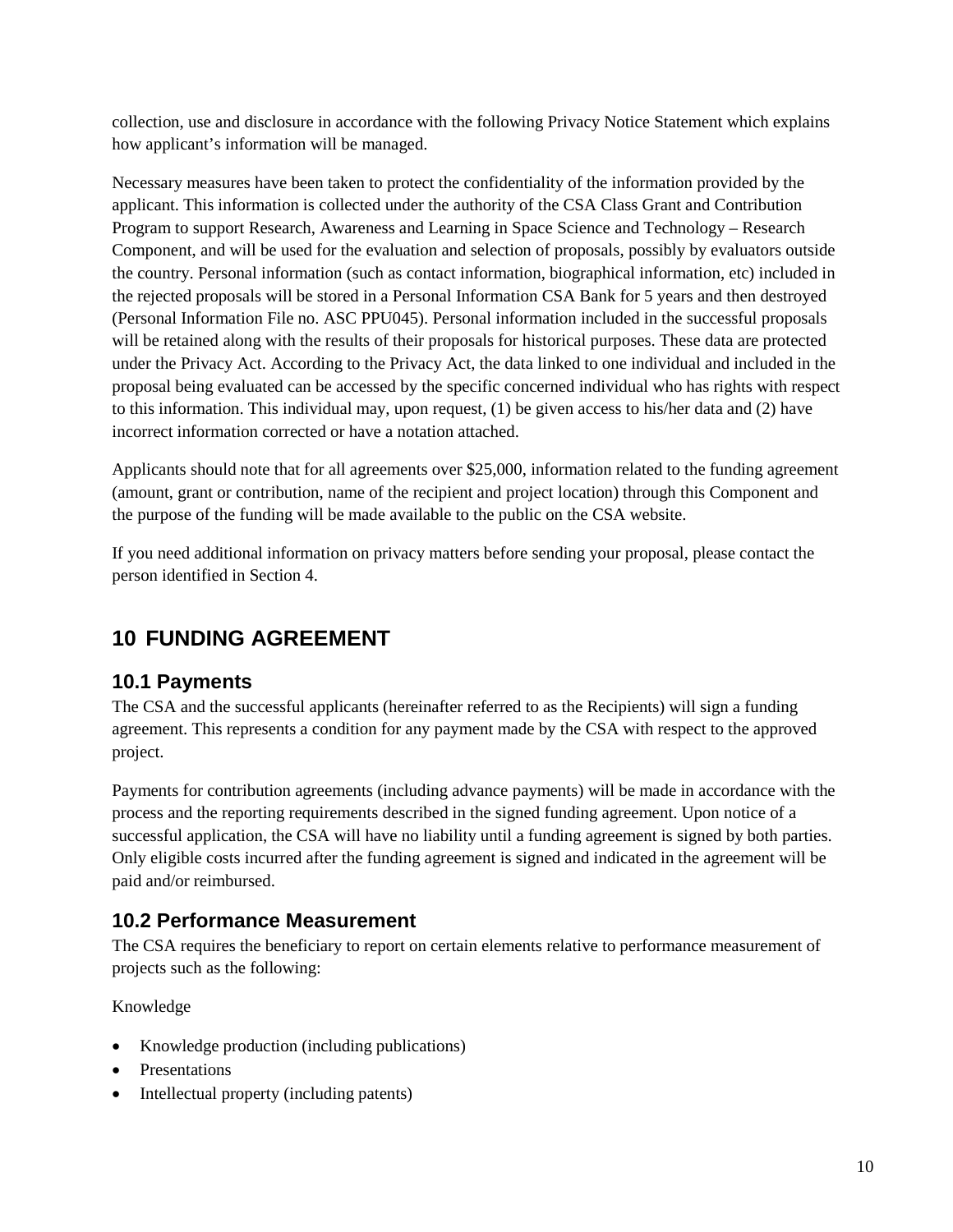collection, use and disclosure in accordance with the following Privacy Notice Statement which explains how applicant's information will be managed.

Necessary measures have been taken to protect the confidentiality of the information provided by the applicant. This information is collected under the authority of the CSA Class Grant and Contribution Program to support Research, Awareness and Learning in Space Science and Technology – Research Component, and will be used for the evaluation and selection of proposals, possibly by evaluators outside the country. Personal information (such as contact information, biographical information, etc) included in the rejected proposals will be stored in a Personal Information CSA Bank for 5 years and then destroyed (Personal Information File no. ASC PPU045). Personal information included in the successful proposals will be retained along with the results of their proposals for historical purposes. These data are protected under the Privacy Act. According to the Privacy Act, the data linked to one individual and included in the proposal being evaluated can be accessed by the specific concerned individual who has rights with respect to this information. This individual may, upon request, (1) be given access to his/her data and (2) have incorrect information corrected or have a notation attached.

Applicants should note that for all agreements over $25,000, information related to the funding agreement (amount, grant or contribution, name of the recipient and project location) through this Component and the purpose of the funding will be made available to the public on the CSA website.

If you need additional information on privacy matters before sending your proposal, please contact the person identified in Section 4.

# 10 FUNDING AGREEMENT

## 10.1 Payments

The CSA and the successful applicants (hereinafter referred to as the Recipients) will sign a funding agreement. This represents a condition for any payment made by the CSA with respect to the approved project.

Payments for contribution agreements (including advance payments) will be made in accordance with the process and the reporting requirements described in the signed funding agreement. Upon notice of a successful application, the CSA will have no liability until a funding agreement is signed by both parties. Only eligible costs incurred after the funding agreement is signed and indicated in the agreement will be paid and/or reimbursed.

## 10.2 Performance Measurement

The CSA requires the beneficiary to report on certain elements relative to performance measurement of projects such as the following:

Knowledge

- Knowledge production (including publications)
- Presentations
- Intellectual property (including patents)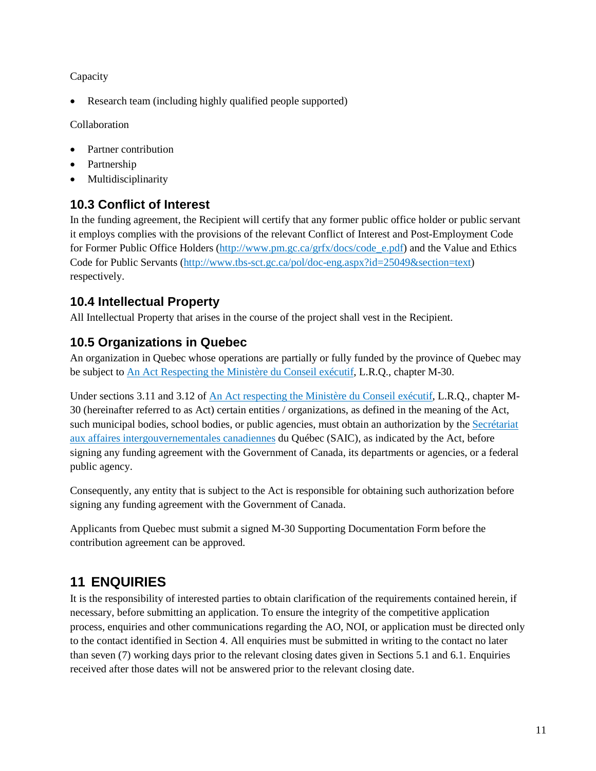Capacity

- Research team (including highly qualified people supported)

Collaboration

- Partner contribution
- Partnership
- Multidisciplinarity

## 10.3 Conflict of Interest

In the funding agreement, the Recipient will certify that any former public office holder or public servant it employs complies with the provisions of the relevant Conflict of Interest and Post-Employment Code for Former Public Office Holders (http://www.pm.gc.ca/grfx/docs/code_e.pdf) and the Value and Ethics Code for Public Servants (http://www.tbs-sct.gc.ca/pol/doc-eng.aspx?id=25049&section=text) respectively.

## 10.4 Intellectual Property

All Intellectual Property that arises in the course of the project shall vest in the Recipient.

## 10.5 Organizations in Quebec

An organization in Quebec whose operations are partially or fully funded by the province of Quebec may be subject to An Act Respecting the Ministère du Conseil exécutif, L.R.Q., chapter M-30.

Under sections 3.11 and 3.12 of An Act respecting the Ministère du Conseil exécutif, L.R.Q., chapter M-30 (hereinafter referred to as Act) certain entities / organizations, as defined in the meaning of the Act, such municipal bodies, school bodies, or public agencies, must obtain an authorization by the Secrétariat aux affaires intergouvernementales canadiennes du Québec (SAIC), as indicated by the Act, before signing any funding agreement with the Government of Canada, its departments or agencies, or a federal public agency.

Consequently, any entity that is subject to the Act is responsible for obtaining such authorization before signing any funding agreement with the Government of Canada.

Applicants from Quebec must submit a signed M-30 Supporting Documentation Form before the contribution agreement can be approved.

# 11 ENQUIRIES

It is the responsibility of interested parties to obtain clarification of the requirements contained herein, if necessary, before submitting an application. To ensure the integrity of the competitive application process, enquiries and other communications regarding the AO, NOI, or application must be directed only to the contact identified in Section 4. All enquiries must be submitted in writing to the contact no later than seven (7) working days prior to the relevant closing dates given in Sections 5.1 and 6.1. Enquiries received after those dates will not be answered prior to the relevant closing date.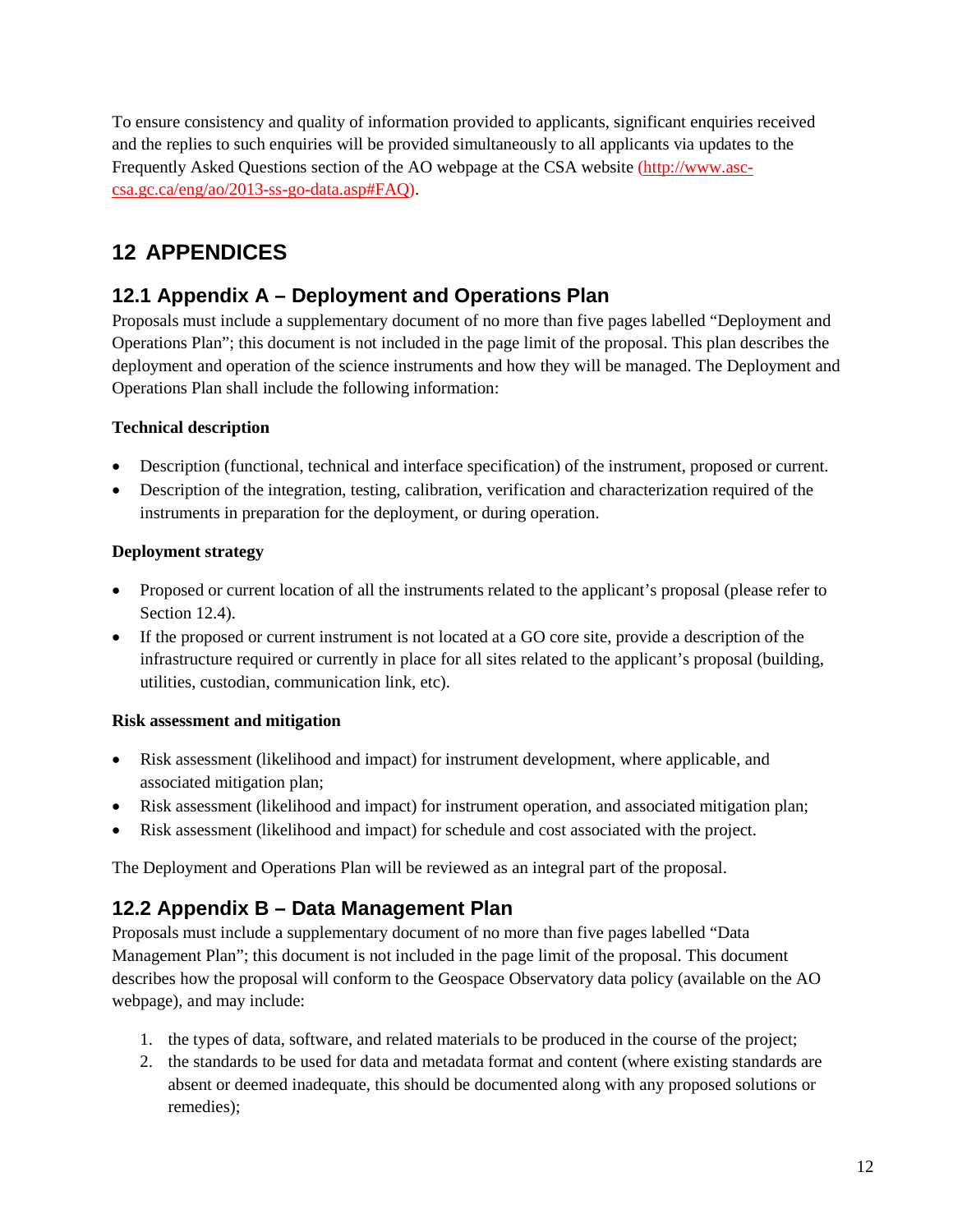To ensure consistency and quality of information provided to applicants, significant enquiries received and the replies to such enquiries will be provided simultaneously to all applicants via updates to the Frequently Asked Questions section of the AO webpage at the CSA website (http://www.asc-csa.gc.ca/eng/ao/2013-ss-go-data.asp#FAQ).

# 12 APPENDICES

## 12.1 Appendix A – Deployment and Operations Plan

Proposals must include a supplementary document of no more than five pages labelled "Deployment and Operations Plan"; this document is not included in the page limit of the proposal. This plan describes the deployment and operation of the science instruments and how they will be managed. The Deployment and Operations Plan shall include the following information:

**Technical description**

- Description (functional, technical and interface specification) of the instrument, proposed or current.
- Description of the integration, testing, calibration, verification and characterization required of the instruments in preparation for the deployment, or during operation.

**Deployment strategy**

- Proposed or current location of all the instruments related to the applicant's proposal (please refer to Section 12.4).
- If the proposed or current instrument is not located at a GO core site, provide a description of the infrastructure required or currently in place for all sites related to the applicant's proposal (building, utilities, custodian, communication link, etc).

**Risk assessment and mitigation**

- Risk assessment (likelihood and impact) for instrument development, where applicable, and associated mitigation plan;
- Risk assessment (likelihood and impact) for instrument operation, and associated mitigation plan;
- Risk assessment (likelihood and impact) for schedule and cost associated with the project.

The Deployment and Operations Plan will be reviewed as an integral part of the proposal.

## 12.2 Appendix B – Data Management Plan

Proposals must include a supplementary document of no more than five pages labelled "Data Management Plan"; this document is not included in the page limit of the proposal. This document describes how the proposal will conform to the Geospace Observatory data policy (available on the AO webpage), and may include:

1. the types of data, software, and related materials to be produced in the course of the project;
2. the standards to be used for data and metadata format and content (where existing standards are absent or deemed inadequate, this should be documented along with any proposed solutions or remedies);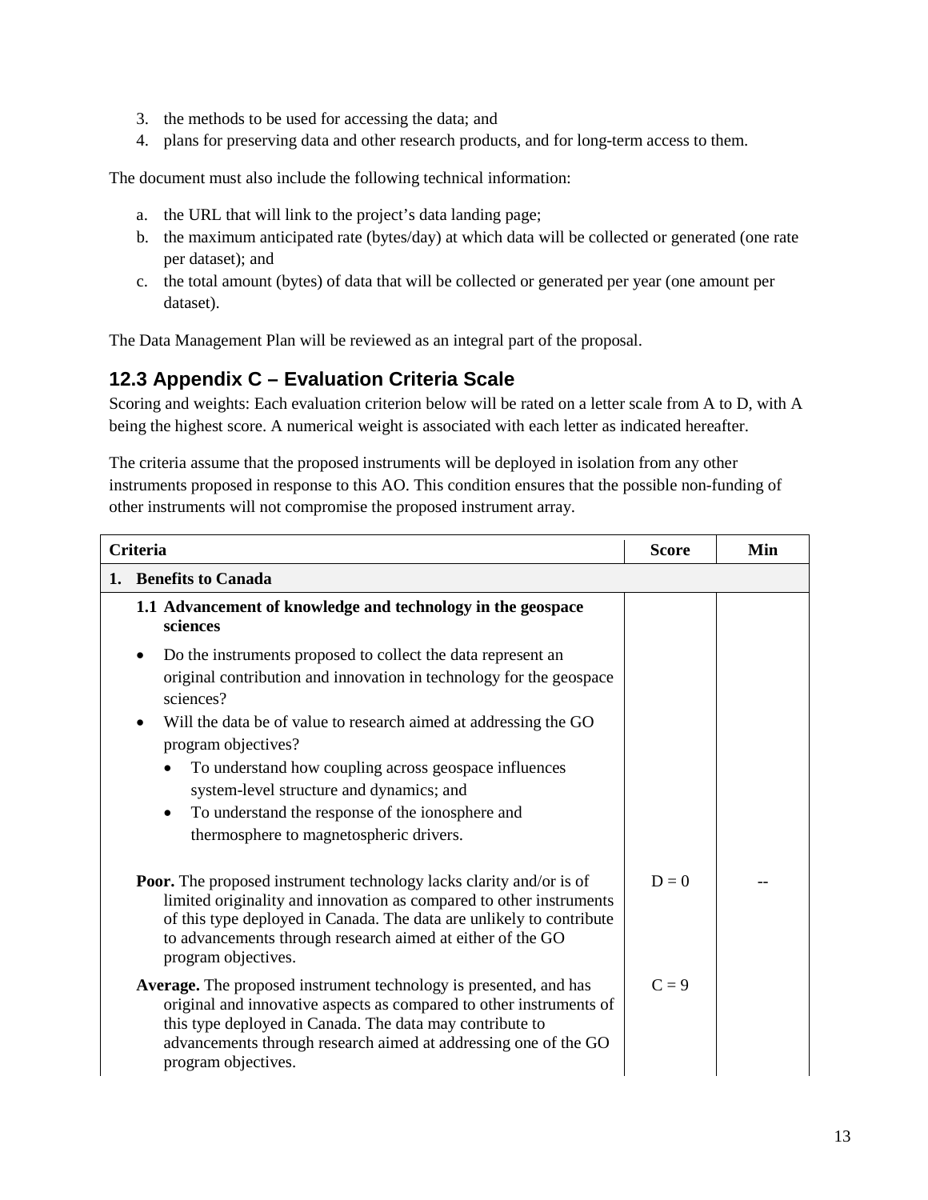3. the methods to be used for accessing the data; and
4. plans for preserving data and other research products, and for long-term access to them.

The document must also include the following technical information:

a. the URL that will link to the project's data landing page;
b. the maximum anticipated rate (bytes/day) at which data will be collected or generated (one rate per dataset); and
c. the total amount (bytes) of data that will be collected or generated per year (one amount per dataset).

The Data Management Plan will be reviewed as an integral part of the proposal.

## 12.3 Appendix C – Evaluation Criteria Scale

Scoring and weights: Each evaluation criterion below will be rated on a letter scale from A to D, with A being the highest score. A numerical weight is associated with each letter as indicated hereafter.

The criteria assume that the proposed instruments will be deployed in isolation from any other instruments proposed in response to this AO. This condition ensures that the possible non-funding of other instruments will not compromise the proposed instrument array.

| Criteria | Score | Min |
|---|---|---|
| **1. Benefits to Canada** | | |
| **1.1 Advancement of knowledge and technology in the geospace sciences**<br>• Do the instruments proposed to collect the data represent an original contribution and innovation in technology for the geospace sciences?<br>• Will the data be of value to research aimed at addressing the GO program objectives?<br>  • To understand how coupling across geospace influences system-level structure and dynamics; and<br>  • To understand the response of the ionosphere and thermosphere to magnetospheric drivers. | | |
| **Poor.** The proposed instrument technology lacks clarity and/or is of limited originality and innovation as compared to other instruments of this type deployed in Canada. The data are unlikely to contribute to advancements through research aimed at either of the GO program objectives. | D = 0 | -- |
| **Average.** The proposed instrument technology is presented, and has original and innovative aspects as compared to other instruments of this type deployed in Canada. The data may contribute to advancements through research aimed at addressing one of the GO program objectives. | C = 9 | |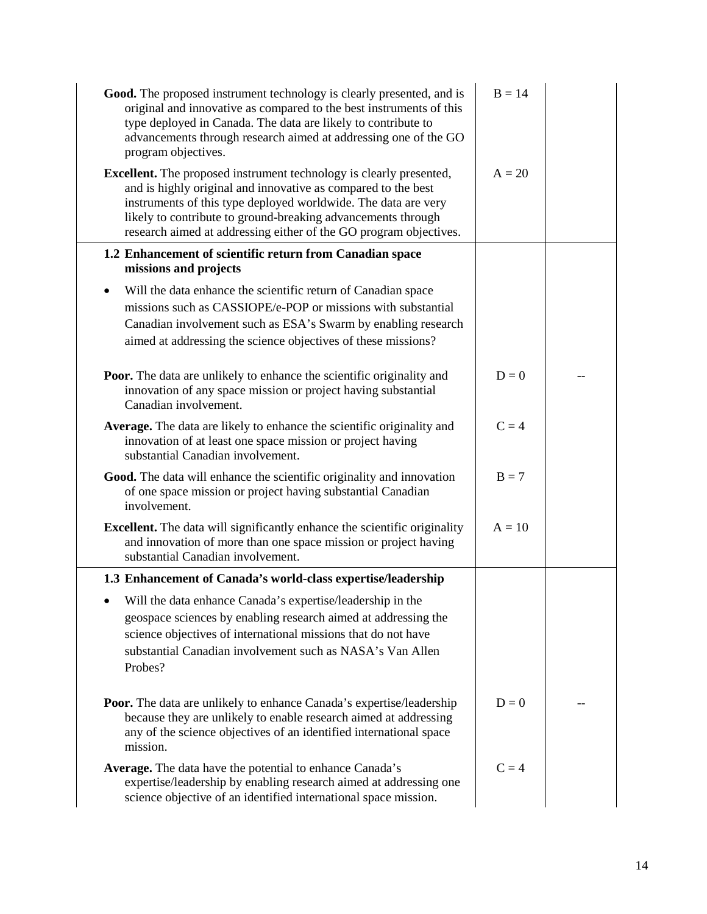| | | |
|---|---|---|
| **Good.** The proposed instrument technology is clearly presented, and is original and innovative as compared to the best instruments of this type deployed in Canada. The data are likely to contribute to advancements through research aimed at addressing one of the GO program objectives. | B = 14 | |
| **Excellent.** The proposed instrument technology is clearly presented, and is highly original and innovative as compared to the best instruments of this type deployed worldwide. The data are very likely to contribute to ground-breaking advancements through research aimed at addressing either of the GO program objectives. | A = 20 | |
| **1.2 Enhancement of scientific return from Canadian space missions and projects**<br><br>• Will the data enhance the scientific return of Canadian space missions such as CASSIOPE/e-POP or missions with substantial Canadian involvement such as ESA's Swarm by enabling research aimed at addressing the science objectives of these missions? | | |
| **Poor.** The data are unlikely to enhance the scientific originality and innovation of any space mission or project having substantial Canadian involvement. | D = 0 | -- |
| **Average.** The data are likely to enhance the scientific originality and innovation of at least one space mission or project having substantial Canadian involvement. | C = 4 | |
| **Good.** The data will enhance the scientific originality and innovation of one space mission or project having substantial Canadian involvement. | B = 7 | |
| **Excellent.** The data will significantly enhance the scientific originality and innovation of more than one space mission or project having substantial Canadian involvement. | A = 10 | |
| **1.3 Enhancement of Canada's world-class expertise/leadership**<br><br>• Will the data enhance Canada's expertise/leadership in the geospace sciences by enabling research aimed at addressing the science objectives of international missions that do not have substantial Canadian involvement such as NASA's Van Allen Probes? | | |
| **Poor.** The data are unlikely to enhance Canada's expertise/leadership because they are unlikely to enable research aimed at addressing any of the science objectives of an identified international space mission. | D = 0 | -- |
| **Average.** The data have the potential to enhance Canada's expertise/leadership by enabling research aimed at addressing one science objective of an identified international space mission. | C = 4 | |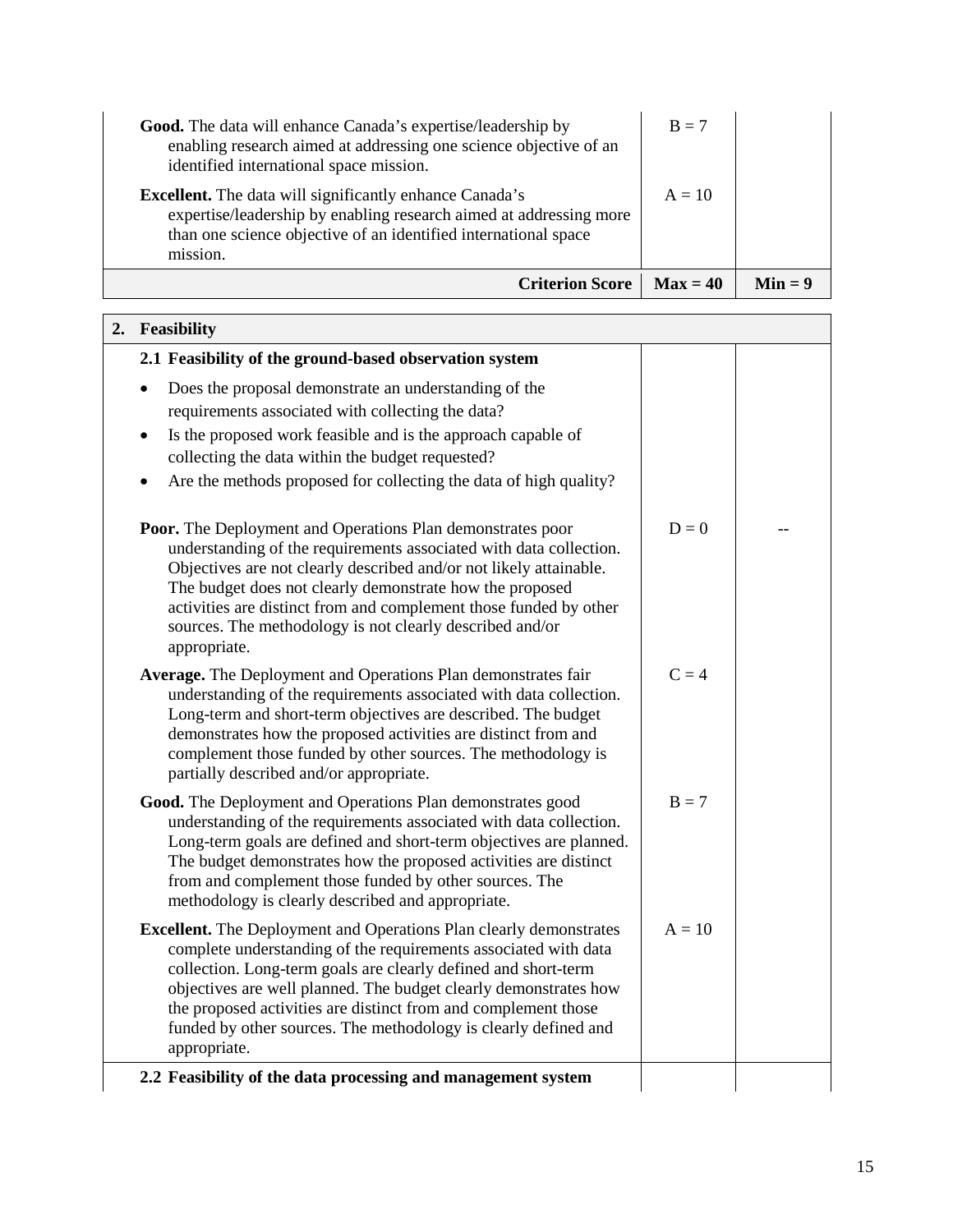| | | |
|---|---|---|
| **Good.** The data will enhance Canada's expertise/leadership by enabling research aimed at addressing one science objective of an identified international space mission. | B = 7 | |
| **Excellent.** The data will significantly enhance Canada's expertise/leadership by enabling research aimed at addressing more than one science objective of an identified international space mission. | A = 10 | |
| **Criterion Score** | **Max = 40** | **Min = 9** |

| **2. Feasibility** | | |
|---|---|---|
| **2.1 Feasibility of the ground-based observation system**<br>• Does the proposal demonstrate an understanding of the requirements associated with collecting the data?<br>• Is the proposed work feasible and is the approach capable of collecting the data within the budget requested?<br>• Are the methods proposed for collecting the data of high quality? | | |
| **Poor.** The Deployment and Operations Plan demonstrates poor understanding of the requirements associated with data collection. Objectives are not clearly described and/or not likely attainable. The budget does not clearly demonstrate how the proposed activities are distinct from and complement those funded by other sources. The methodology is not clearly described and/or appropriate. | D = 0 | -- |
| **Average.** The Deployment and Operations Plan demonstrates fair understanding of the requirements associated with data collection. Long-term and short-term objectives are described. The budget demonstrates how the proposed activities are distinct from and complement those funded by other sources. The methodology is partially described and/or appropriate. | C = 4 | |
| **Good.** The Deployment and Operations Plan demonstrates good understanding of the requirements associated with data collection. Long-term goals are defined and short-term objectives are planned. The budget demonstrates how the proposed activities are distinct from and complement those funded by other sources. The methodology is clearly described and appropriate. | B = 7 | |
| **Excellent.** The Deployment and Operations Plan clearly demonstrates complete understanding of the requirements associated with data collection. Long-term goals are clearly defined and short-term objectives are well planned. The budget clearly demonstrates how the proposed activities are distinct from and complement those funded by other sources. The methodology is clearly defined and appropriate. | A = 10 | |
| **2.2 Feasibility of the data processing and management system** | | |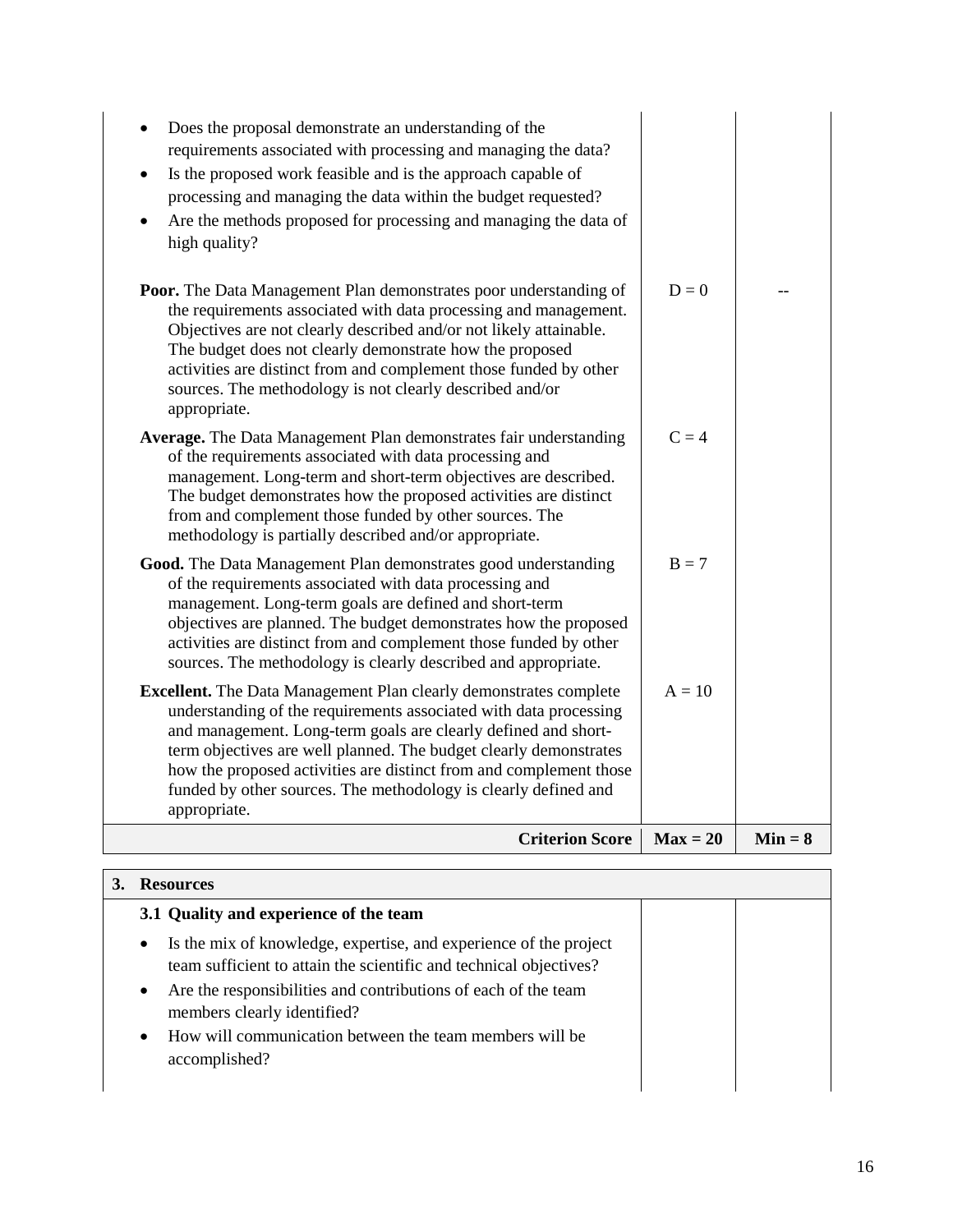| | | |
|---|---|---|
| • Does the proposal demonstrate an understanding of the requirements associated with processing and managing the data?<br>• Is the proposed work feasible and is the approach capable of processing and managing the data within the budget requested?<br>• Are the methods proposed for processing and managing the data of high quality? | | |
| **Poor.** The Data Management Plan demonstrates poor understanding of the requirements associated with data processing and management. Objectives are not clearly described and/or not likely attainable. The budget does not clearly demonstrate how the proposed activities are distinct from and complement those funded by other sources. The methodology is not clearly described and/or appropriate. | D = 0 | -- |
| **Average.** The Data Management Plan demonstrates fair understanding of the requirements associated with data processing and management. Long-term and short-term objectives are described. The budget demonstrates how the proposed activities are distinct from and complement those funded by other sources. The methodology is partially described and/or appropriate. | C = 4 | |
| **Good.** The Data Management Plan demonstrates good understanding of the requirements associated with data processing and management. Long-term goals are defined and short-term objectives are planned. The budget demonstrates how the proposed activities are distinct from and complement those funded by other sources. The methodology is clearly described and appropriate. | B = 7 | |
| **Excellent.** The Data Management Plan clearly demonstrates complete understanding of the requirements associated with data processing and management. Long-term goals are clearly defined and short-term objectives are well planned. The budget clearly demonstrates how the proposed activities are distinct from and complement those funded by other sources. The methodology is clearly defined and appropriate. | A = 10 | |
| **Criterion Score** | **Max = 20** | **Min = 8** |

| **3. Resources** | | |
|---|---|---|
| **3.1 Quality and experience of the team**<br>• Is the mix of knowledge, expertise, and experience of the project team sufficient to attain the scientific and technical objectives?<br>• Are the responsibilities and contributions of each of the team members clearly identified?<br>• How will communication between the team members will be accomplished? | | |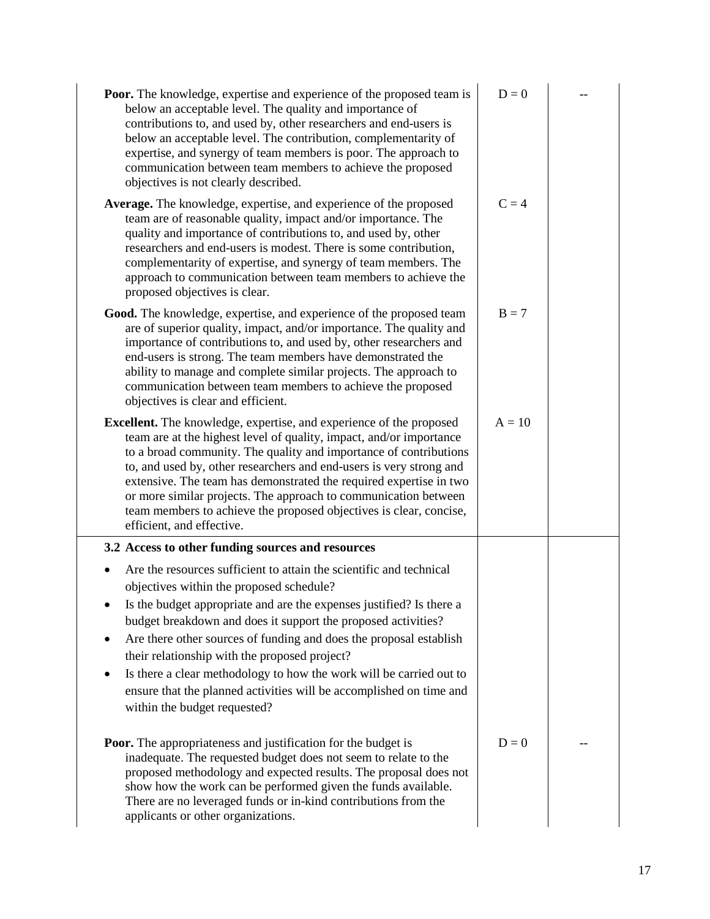| | | |
|---|---|---|
| **Poor.** The knowledge, expertise and experience of the proposed team is below an acceptable level. The quality and importance of contributions to, and used by, other researchers and end-users is below an acceptable level. The contribution, complementarity of expertise, and synergy of team members is poor. The approach to communication between team members to achieve the proposed objectives is not clearly described. | D = 0 | -- |
| **Average.** The knowledge, expertise, and experience of the proposed team are of reasonable quality, impact and/or importance. The quality and importance of contributions to, and used by, other researchers and end-users is modest. There is some contribution, complementarity of expertise, and synergy of team members. The approach to communication between team members to achieve the proposed objectives is clear. | C = 4 | |
| **Good.** The knowledge, expertise, and experience of the proposed team are of superior quality, impact, and/or importance. The quality and importance of contributions to, and used by, other researchers and end-users is strong. The team members have demonstrated the ability to manage and complete similar projects. The approach to communication between team members to achieve the proposed objectives is clear and efficient. | B = 7 | |
| **Excellent.** The knowledge, expertise, and experience of the proposed team are at the highest level of quality, impact, and/or importance to a broad community. The quality and importance of contributions to, and used by, other researchers and end-users is very strong and extensive. The team has demonstrated the required expertise in two or more similar projects. The approach to communication between team members to achieve the proposed objectives is clear, concise, efficient, and effective. | A = 10 | |
| **3.2 Access to other funding sources and resources**<br>• Are the resources sufficient to attain the scientific and technical objectives within the proposed schedule?<br>• Is the budget appropriate and are the expenses justified? Is there a budget breakdown and does it support the proposed activities?<br>• Are there other sources of funding and does the proposal establish their relationship with the proposed project?<br>• Is there a clear methodology to how the work will be carried out to ensure that the planned activities will be accomplished on time and within the budget requested? | | |
| **Poor.** The appropriateness and justification for the budget is inadequate. The requested budget does not seem to relate to the proposed methodology and expected results. The proposal does not show how the work can be performed given the funds available. There are no leveraged funds or in-kind contributions from the applicants or other organizations. | D = 0 | -- |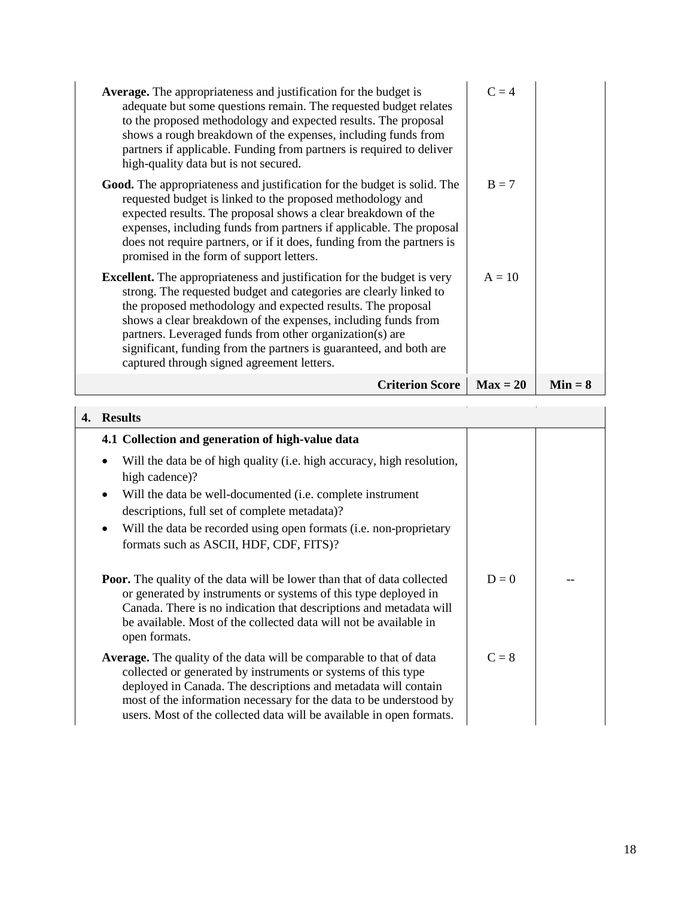| | | |
|---|---|---|
| **Average.** The appropriateness and justification for the budget is adequate but some questions remain. The requested budget relates to the proposed methodology and expected results. The proposal shows a rough breakdown of the expenses, including funds from partners if applicable. Funding from partners is required to deliver high-quality data but is not secured. | C = 4 | |
| **Good.** The appropriateness and justification for the budget is solid. The requested budget is linked to the proposed methodology and expected results. The proposal shows a clear breakdown of the expenses, including funds from partners if applicable. The proposal does not require partners, or if it does, funding from the partners is promised in the form of support letters. | B = 7 | |
| **Excellent.** The appropriateness and justification for the budget is very strong. The requested budget and categories are clearly linked to the proposed methodology and expected results. The proposal shows a clear breakdown of the expenses, including funds from partners. Leveraged funds from other organization(s) are significant, funding from the partners is guaranteed, and both are captured through signed agreement letters. | A = 10 | |
| **Criterion Score** | **Max = 20** | **Min = 8** |

| **4. Results** | | |
|---|---|---|
| **4.1 Collection and generation of high-value data**<br><br>• Will the data be of high quality (i.e. high accuracy, high resolution, high cadence)?<br>• Will the data be well-documented (i.e. complete instrument descriptions, full set of complete metadata)?<br>• Will the data be recorded using open formats (i.e. non-proprietary formats such as ASCII, HDF, CDF, FITS)? | | |
| **Poor.** The quality of the data will be lower than that of data collected or generated by instruments or systems of this type deployed in Canada. There is no indication that descriptions and metadata will be available. Most of the collected data will not be available in open formats. | D = 0 | -- |
| **Average.** The quality of the data will be comparable to that of data collected or generated by instruments or systems of this type deployed in Canada. The descriptions and metadata will contain most of the information necessary for the data to be understood by users. Most of the collected data will be available in open formats. | C = 8 | |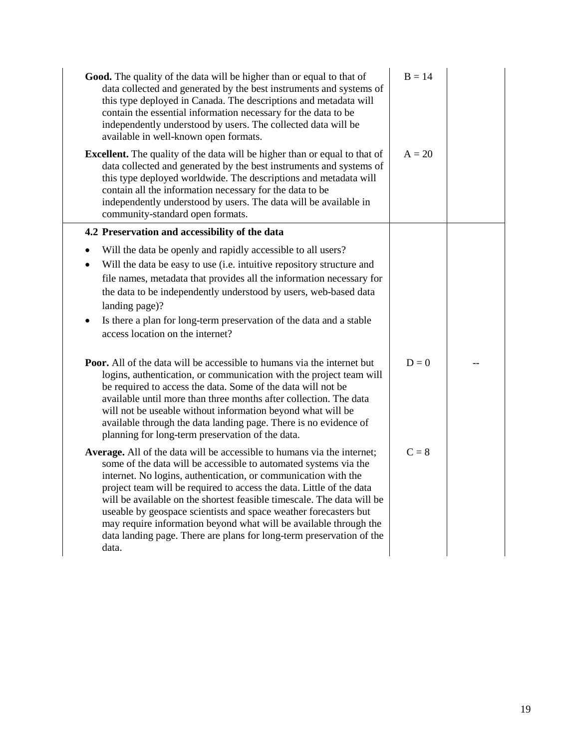| | | |
|---|---|---|
| **Good.** The quality of the data will be higher than or equal to that of data collected and generated by the best instruments and systems of this type deployed in Canada. The descriptions and metadata will contain the essential information necessary for the data to be independently understood by users. The collected data will be available in well-known open formats. | B = 14 | |
| **Excellent.** The quality of the data will be higher than or equal to that of data collected and generated by the best instruments and systems of this type deployed worldwide. The descriptions and metadata will contain all the information necessary for the data to be independently understood by users. The data will be available in community-standard open formats. | A = 20 | |
| **4.2 Preservation and accessibility of the data**<br><br>• Will the data be openly and rapidly accessible to all users?<br>• Will the data be easy to use (i.e. intuitive repository structure and file names, metadata that provides all the information necessary for the data to be independently understood by users, web-based data landing page)?<br>• Is there a plan for long-term preservation of the data and a stable access location on the internet? | | |
| **Poor.** All of the data will be accessible to humans via the internet but logins, authentication, or communication with the project team will be required to access the data. Some of the data will not be available until more than three months after collection. The data will not be useable without information beyond what will be available through the data landing page. There is no evidence of planning for long-term preservation of the data. | D = 0 | -- |
| **Average.** All of the data will be accessible to humans via the internet; some of the data will be accessible to automated systems via the internet. No logins, authentication, or communication with the project team will be required to access the data. Little of the data will be available on the shortest feasible timescale. The data will be useable by geospace scientists and space weather forecasters but may require information beyond what will be available through the data landing page. There are plans for long-term preservation of the data. | C = 8 | |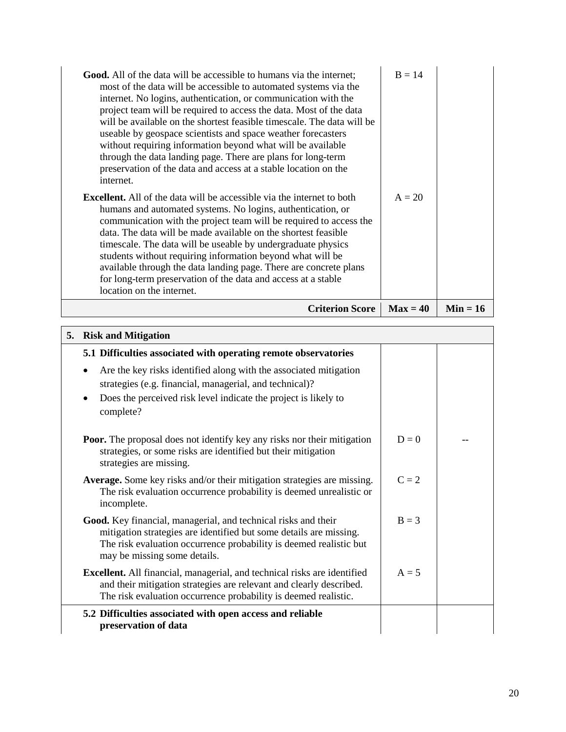| | | |
|---|---|---|
| **Good.** All of the data will be accessible to humans via the internet; most of the data will be accessible to automated systems via the internet. No logins, authentication, or communication with the project team will be required to access the data. Most of the data will be available on the shortest feasible timescale. The data will be useable by geospace scientists and space weather forecasters without requiring information beyond what will be available through the data landing page. There are plans for long-term preservation of the data and access at a stable location on the internet. | B = 14 | |
| **Excellent.** All of the data will be accessible via the internet to both humans and automated systems. No logins, authentication, or communication with the project team will be required to access the data. The data will be made available on the shortest feasible timescale. The data will be useable by undergraduate physics students without requiring information beyond what will be available through the data landing page. There are concrete plans for long-term preservation of the data and access at a stable location on the internet. | A = 20 | |
| **Criterion Score** | **Max = 40** | **Min = 16** |

| **5. Risk and Mitigation** | | |
|---|---|---|
| **5.1 Difficulties associated with operating remote observatories**<br>• Are the key risks identified along with the associated mitigation strategies (e.g. financial, managerial, and technical)?<br>• Does the perceived risk level indicate the project is likely to complete? | | |
| **Poor.** The proposal does not identify key any risks nor their mitigation strategies, or some risks are identified but their mitigation strategies are missing. | D = 0 | -- |
| **Average.** Some key risks and/or their mitigation strategies are missing. The risk evaluation occurrence probability is deemed unrealistic or incomplete. | C = 2 | |
| **Good.** Key financial, managerial, and technical risks and their mitigation strategies are identified but some details are missing. The risk evaluation occurrence probability is deemed realistic but may be missing some details. | B = 3 | |
| **Excellent.** All financial, managerial, and technical risks are identified and their mitigation strategies are relevant and clearly described. The risk evaluation occurrence probability is deemed realistic. | A = 5 | |
| **5.2 Difficulties associated with open access and reliable preservation of data** | | |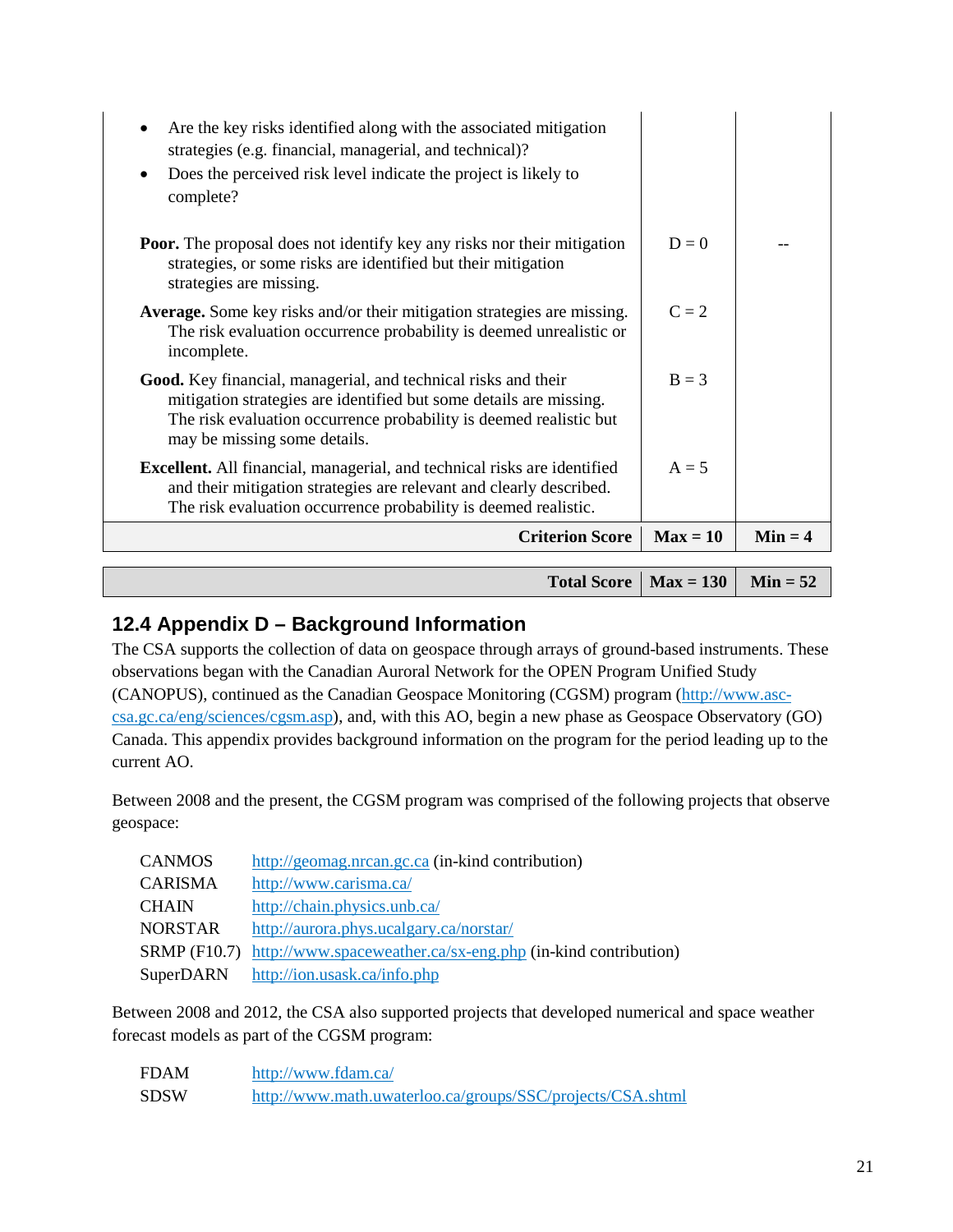| | | |
|---|---|---|
| • Are the key risks identified along with the associated mitigation strategies (e.g. financial, managerial, and technical)?<br>• Does the perceived risk level indicate the project is likely to complete? | | |
| **Poor.** The proposal does not identify key any risks nor their mitigation strategies, or some risks are identified but their mitigation strategies are missing. | D = 0 | -- |
| **Average.** Some key risks and/or their mitigation strategies are missing. The risk evaluation occurrence probability is deemed unrealistic or incomplete. | C = 2 | |
| **Good.** Key financial, managerial, and technical risks and their mitigation strategies are identified but some details are missing. The risk evaluation occurrence probability is deemed realistic but may be missing some details. | B = 3 | |
| **Excellent.** All financial, managerial, and technical risks are identified and their mitigation strategies are relevant and clearly described. The risk evaluation occurrence probability is deemed realistic. | A = 5 | |
| **Criterion Score** | **Max = 10** | **Min = 4** |

| | | |
|---|---|---|
| **Total Score** | **Max = 130** | **Min = 52** |

## 12.4 Appendix D – Background Information

The CSA supports the collection of data on geospace through arrays of ground-based instruments. These observations began with the Canadian Auroral Network for the OPEN Program Unified Study (CANOPUS), continued as the Canadian Geospace Monitoring (CGSM) program (http://www.asc-csa.gc.ca/eng/sciences/cgsm.asp), and, with this AO, begin a new phase as Geospace Observatory (GO) Canada. This appendix provides background information on the program for the period leading up to the current AO.

Between 2008 and the present, the CGSM program was comprised of the following projects that observe geospace:

| | |
|---|---|
| CANMOS | http://geomag.nrcan.gc.ca (in-kind contribution) |
| CARISMA | http://www.carisma.ca/ |
| CHAIN | http://chain.physics.unb.ca/ |
| NORSTAR | http://aurora.phys.ucalgary.ca/norstar/ |
| SRMP (F10.7) | http://www.spaceweather.ca/sx-eng.php (in-kind contribution) |
| SuperDARN | http://ion.usask.ca/info.php |

Between 2008 and 2012, the CSA also supported projects that developed numerical and space weather forecast models as part of the CGSM program:

| | |
|---|---|
| FDAM | http://www.fdam.ca/ |
| SDSW | http://www.math.uwaterloo.ca/groups/SSC/projects/CSA.shtml |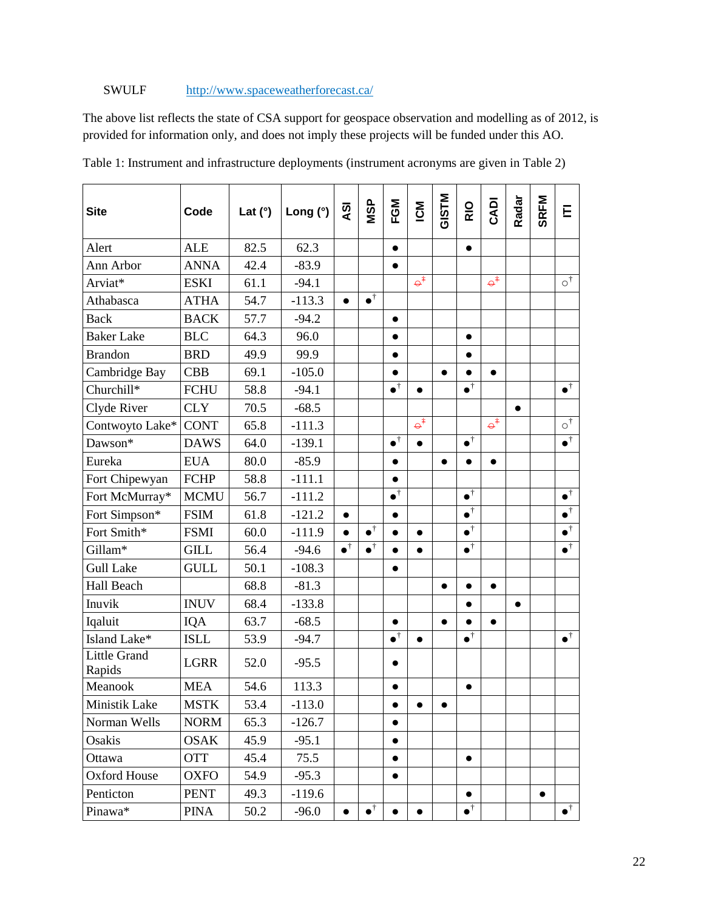SWULF http://www.spaceweatherforecast.ca/

The above list reflects the state of CSA support for geospace observation and modelling as of 2012, is provided for information only, and does not imply these projects will be funded under this AO.

Table 1: Instrument and infrastructure deployments (instrument acronyms are given in Table 2)

| Site | Code | Lat (°) | Long (°) | ASI | MSP | FGM | ICM | GISTM | RIO | CADI | Radar | SRFM | ITI |
|---|---|---|---|---|---|---|---|---|---|---|---|---|---|
| Alert | ALE | 82.5 | 62.3 | | | ● | | | ● | | | | |
| Ann Arbor | ANNA | 42.4 | -83.9 | | | ● | | | | | | | |
| Arviat* | ESKI | 61.1 | -94.1 | | | | ⊖‡ | | | ⊖‡ | | | ○† |
| Athabasca | ATHA | 54.7 | -113.3 | ● | ●† | | | | | | | | |
| Back | BACK | 57.7 | -94.2 | | | ● | | | | | | | |
| Baker Lake | BLC | 64.3 | 96.0 | | | ● | | | ● | | | | |
| Brandon | BRD | 49.9 | 99.9 | | | ● | | | ● | | | | |
| Cambridge Bay | CBB | 69.1 | -105.0 | | | ● | | ● | ● | ● | | | |
| Churchill* | FCHU | 58.8 | -94.1 | | | ●† | ● | | ●† | | | | ●† |
| Clyde River | CLY | 70.5 | -68.5 | | | | | | | | ● | | |
| Contwoyto Lake* | CONT | 65.8 | -111.3 | | | | ⊖‡ | | | ⊖‡ | | | ○† |
| Dawson* | DAWS | 64.0 | -139.1 | | | ●† | ● | | ●† | | | | ●† |
| Eureka | EUA | 80.0 | -85.9 | | | ● | | ● | ● | ● | | | |
| Fort Chipewyan | FCHP | 58.8 | -111.1 | | | ● | | | | | | | |
| Fort McMurray* | MCMU | 56.7 | -111.2 | | | ●† | | | ●† | | | | ●† |
| Fort Simpson* | FSIM | 61.8 | -121.2 | ● | | ● | | | ●† | | | | ●† |
| Fort Smith* | FSMI | 60.0 | -111.9 | ● | ●† | ● | ● | | ●† | | | | ●† |
| Gillam* | GILL | 56.4 | -94.6 | ●† | ●† | ● | ● | | ●† | | | | ●† |
| Gull Lake | GULL | 50.1 | -108.3 | | | ● | | | | | | | |
| Hall Beach | | 68.8 | -81.3 | | | | | ● | ● | ● | | | |
| Inuvik | INUV | 68.4 | -133.8 | | | | | | ● | | ● | | |
| Iqaluit | IQA | 63.7 | -68.5 | | | ● | | ● | ● | ● | | | |
| Island Lake* | ISLL | 53.9 | -94.7 | | | ●† | ● | | ●† | | | | ●† |
| Little Grand Rapids | LGRR | 52.0 | -95.5 | | | ● | | | | | | | |
| Meanook | MEA | 54.6 | 113.3 | | | ● | | | ● | | | | |
| Ministik Lake | MSTK | 53.4 | -113.0 | | | ● | ● | ● | | | | | |
| Norman Wells | NORM | 65.3 | -126.7 | | | ● | | | | | | | |
| Osakis | OSAK | 45.9 | -95.1 | | | ● | | | | | | | |
| Ottawa | OTT | 45.4 | 75.5 | | | ● | | | ● | | | | |
| Oxford House | OXFO | 54.9 | -95.3 | | | ● | | | | | | | |
| Penticton | PENT | 49.3 | -119.6 | | | | | | ● | | | ● | |
| Pinawa* | PINA | 50.2 | -96.0 | ● | ●† | ● | ● | | ●† | | | | ●† |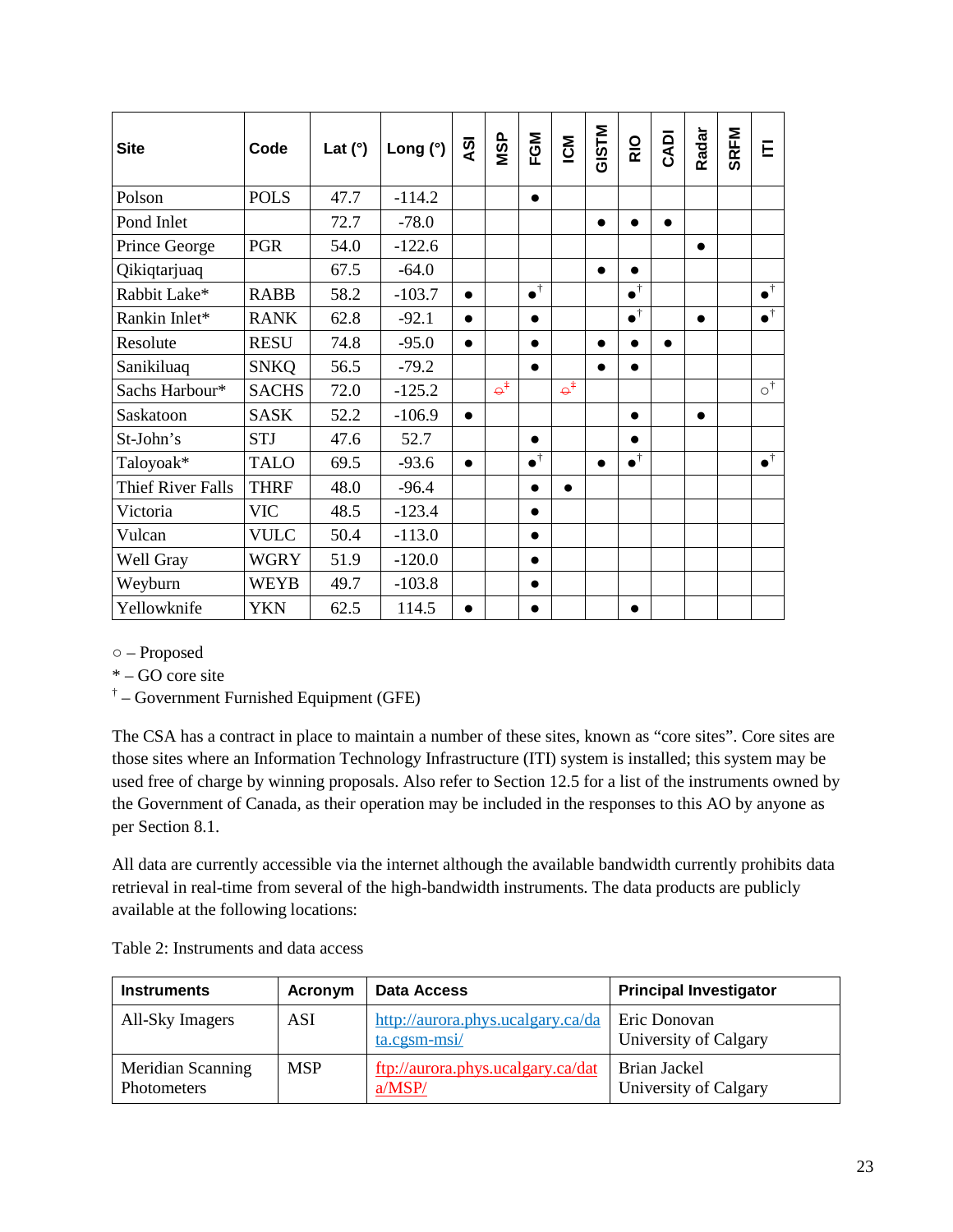| Site | Code | Lat (°) | Long (°) | ASI | MSP | FGM | ICM | GISTM | RIO | CADI | Radar | SRFM | ITI |
|---|---|---|---|---|---|---|---|---|---|---|---|---|---|
| Polson | POLS | 47.7 | -114.2 | | | ● | | | | | | | |
| Pond Inlet | | 72.7 | -78.0 | | | | | ● | ● | ● | | | |
| Prince George | PGR | 54.0 | -122.6 | | | | | | | | ● | | |
| Qikiqtarjuaq | | 67.5 | -64.0 | | | | | ● | ● | | | | |
| Rabbit Lake* | RABB | 58.2 | -103.7 | ● | | ●† | | | ●† | | | | ●† |
| Rankin Inlet* | RANK | 62.8 | -92.1 | ● | | ● | | | ●† | | ● | | ●† |
| Resolute | RESU | 74.8 | -95.0 | ● | | ● | | ● | ● | ● | | | |
| Sanikiluaq | SNKQ | 56.5 | -79.2 | | | ● | | ● | ● | | | | |
| Sachs Harbour* | SACHS | 72.0 | -125.2 | | ~~○~~‡ | | ~~○~~‡ | | | | | | ○† |
| Saskatoon | SASK | 52.2 | -106.9 | ● | | | | | ● | | ● | | |
| St-John's | STJ | 47.6 | 52.7 | | | ● | | | ● | | | | |
| Taloyoak* | TALO | 69.5 | -93.6 | ● | | ●† | | ● | ●† | | | | ●† |
| Thief River Falls | THRF | 48.0 | -96.4 | | | ● | ● | | | | | | |
| Victoria | VIC | 48.5 | -123.4 | | | ● | | | | | | | |
| Vulcan | VULC | 50.4 | -113.0 | | | ● | | | | | | | |
| Well Gray | WGRY | 51.9 | -120.0 | | | ● | | | | | | | |
| Weyburn | WEYB | 49.7 | -103.8 | | | ● | | | | | | | |
| Yellowknife | YKN | 62.5 | 114.5 | ● | | ● | | | ● | | | | |

○ – Proposed
* – GO core site
† – Government Furnished Equipment (GFE)

The CSA has a contract in place to maintain a number of these sites, known as "core sites". Core sites are those sites where an Information Technology Infrastructure (ITI) system is installed; this system may be used free of charge by winning proposals. Also refer to Section 12.5 for a list of the instruments owned by the Government of Canada, as their operation may be included in the responses to this AO by anyone as per Section 8.1.

All data are currently accessible via the internet although the available bandwidth currently prohibits data retrieval in real-time from several of the high-bandwidth instruments. The data products are publicly available at the following locations:

Table 2: Instruments and data access

| Instruments | Acronym | Data Access | Principal Investigator |
|---|---|---|---|
| All-Sky Imagers | ASI | http://aurora.phys.ucalgary.ca/data.cgsm-msi/ | Eric Donovan University of Calgary |
| Meridian Scanning Photometers | MSP | ftp://aurora.phys.ucalgary.ca/data/MSP/ | Brian Jackel University of Calgary |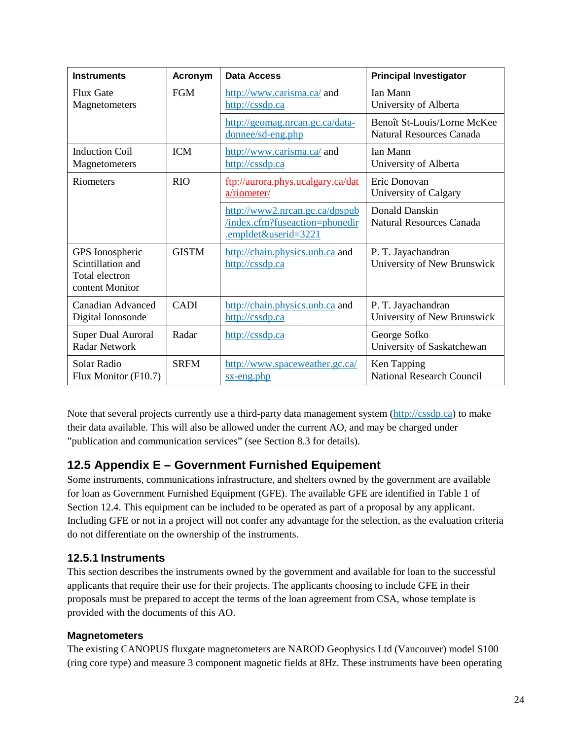| Instruments | Acronym | Data Access | Principal Investigator |
|---|---|---|---|
| Flux Gate Magnetometers | FGM | http://www.carisma.ca/ and http://cssdp.ca | Ian Mann University of Alberta |
| | | http://geomag.nrcan.gc.ca/data-donnee/sd-eng.php | Benoît St-Louis/Lorne McKee Natural Resources Canada |
| Induction Coil Magnetometers | ICM | http://www.carisma.ca/ and http://cssdp.ca | Ian Mann University of Alberta |
| Riometers | RIO | ftp://aurora.phys.ucalgary.ca/data/riometer/ | Eric Donovan University of Calgary |
| | | http://www2.nrcan.gc.ca/dpspub/index.cfm?fuseaction=phonedir.empldet&userid=3221 | Donald Danskin Natural Resources Canada |
| GPS Ionospheric Scintillation and Total electron content Monitor | GISTM | http://chain.physics.unb.ca and http://cssdp.ca | P. T. Jayachandran University of New Brunswick |
| Canadian Advanced Digital Ionosonde | CADI | http://chain.physics.unb.ca and http://cssdp.ca | P. T. Jayachandran University of New Brunswick |
| Super Dual Auroral Radar Network | Radar | http://cssdp.ca | George Sofko University of Saskatchewan |
| Solar Radio Flux Monitor (F10.7) | SRFM | http://www.spaceweather.gc.ca/sx-eng.php | Ken Tapping National Research Council |

Note that several projects currently use a third-party data management system (http://cssdp.ca) to make their data available. This will also be allowed under the current AO, and may be charged under "publication and communication services" (see Section 8.3 for details).

## 12.5 Appendix E – Government Furnished Equipement

Some instruments, communications infrastructure, and shelters owned by the government are available for loan as Government Furnished Equipment (GFE). The available GFE are identified in Table 1 of Section 12.4. This equipment can be included to be operated as part of a proposal by any applicant. Including GFE or not in a project will not confer any advantage for the selection, as the evaluation criteria do not differentiate on the ownership of the instruments.

### 12.5.1 Instruments

This section describes the instruments owned by the government and available for loan to the successful applicants that require their use for their projects. The applicants choosing to include GFE in their proposals must be prepared to accept the terms of the loan agreement from CSA, whose template is provided with the documents of this AO.

#### Magnetometers

The existing CANOPUS fluxgate magnetometers are NAROD Geophysics Ltd (Vancouver) model S100 (ring core type) and measure 3 component magnetic fields at 8Hz. These instruments have been operating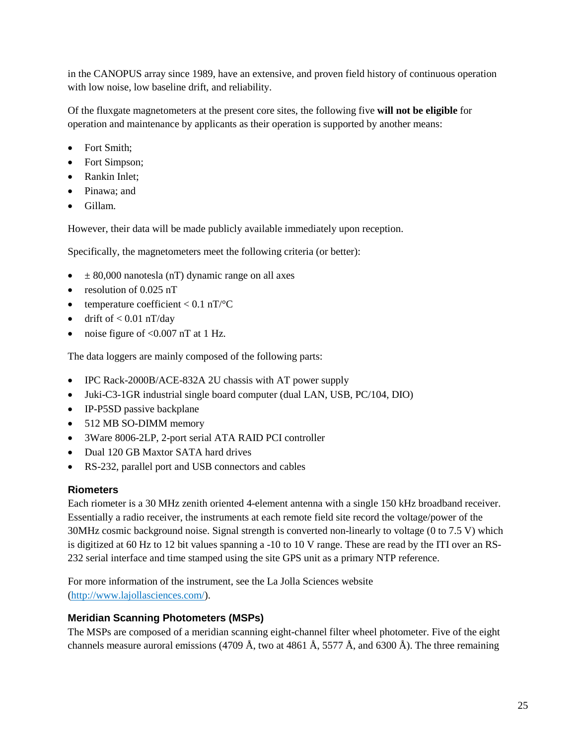in the CANOPUS array since 1989, have an extensive, and proven field history of continuous operation with low noise, low baseline drift, and reliability.

Of the fluxgate magnetometers at the present core sites, the following five **will not be eligible** for operation and maintenance by applicants as their operation is supported by another means:

- Fort Smith;
- Fort Simpson;
- Rankin Inlet;
- Pinawa; and
- Gillam.

However, their data will be made publicly available immediately upon reception.

Specifically, the magnetometers meet the following criteria (or better):

- ± 80,000 nanotesla (nT) dynamic range on all axes
- resolution of 0.025 nT
- temperature coefficient < 0.1 nT/°C
- drift of < 0.01 nT/day
- noise figure of <0.007 nT at 1 Hz.

The data loggers are mainly composed of the following parts:

- IPC Rack-2000B/ACE-832A 2U chassis with AT power supply
- Juki-C3-1GR industrial single board computer (dual LAN, USB, PC/104, DIO)
- IP-P5SD passive backplane
- 512 MB SO-DIMM memory
- 3Ware 8006-2LP, 2-port serial ATA RAID PCI controller
- Dual 120 GB Maxtor SATA hard drives
- RS-232, parallel port and USB connectors and cables

### Riometers

Each riometer is a 30 MHz zenith oriented 4-element antenna with a single 150 kHz broadband receiver. Essentially a radio receiver, the instruments at each remote field site record the voltage/power of the 30MHz cosmic background noise. Signal strength is converted non-linearly to voltage (0 to 7.5 V) which is digitized at 60 Hz to 12 bit values spanning a -10 to 10 V range. These are read by the ITI over an RS-232 serial interface and time stamped using the site GPS unit as a primary NTP reference.

For more information of the instrument, see the La Jolla Sciences website (http://www.lajollasciences.com/).

### Meridian Scanning Photometers (MSPs)

The MSPs are composed of a meridian scanning eight-channel filter wheel photometer. Five of the eight channels measure auroral emissions (4709 Å, two at 4861 Å, 5577 Å, and 6300 Å). The three remaining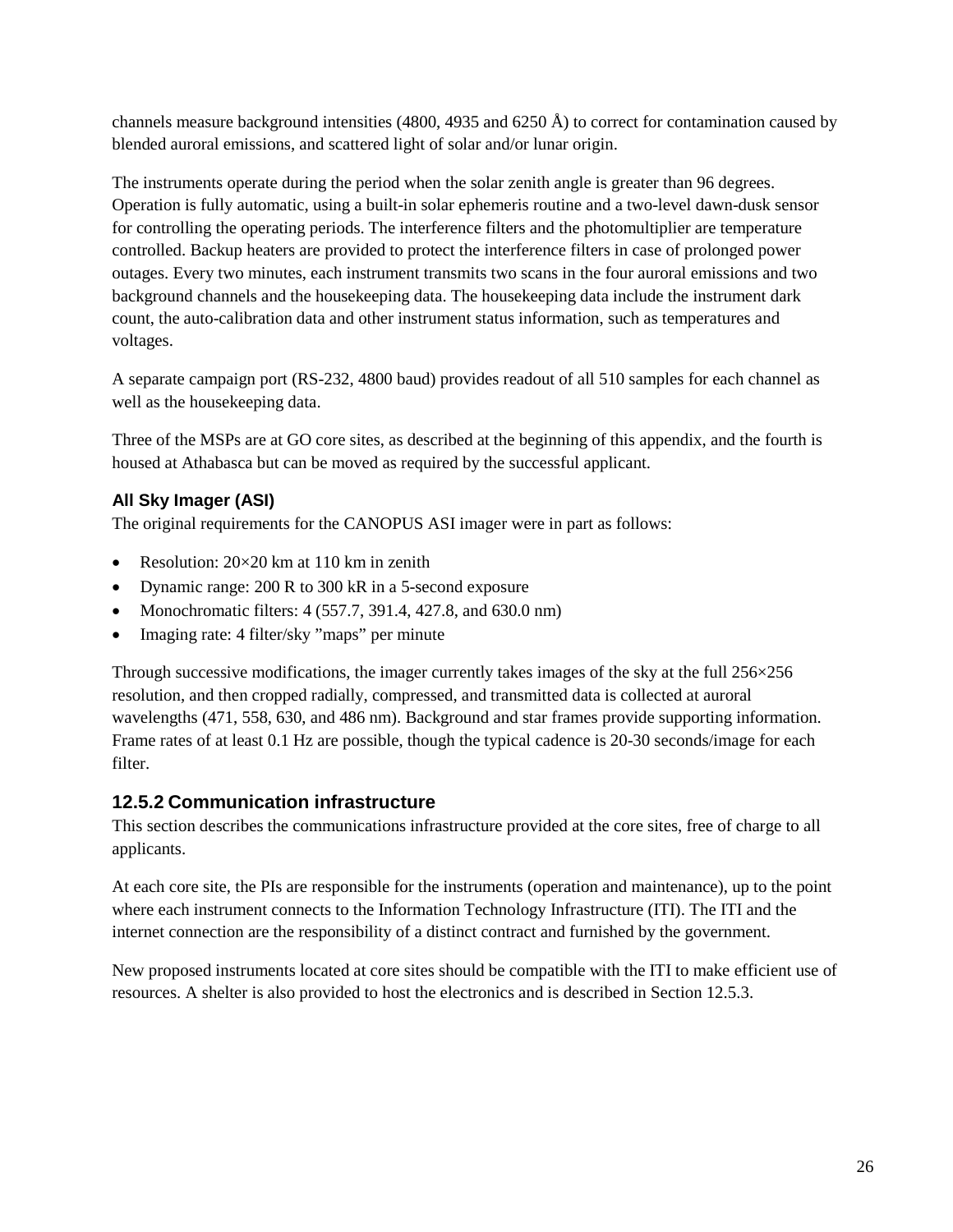channels measure background intensities (4800, 4935 and 6250 Å) to correct for contamination caused by blended auroral emissions, and scattered light of solar and/or lunar origin.

The instruments operate during the period when the solar zenith angle is greater than 96 degrees. Operation is fully automatic, using a built-in solar ephemeris routine and a two-level dawn-dusk sensor for controlling the operating periods. The interference filters and the photomultiplier are temperature controlled. Backup heaters are provided to protect the interference filters in case of prolonged power outages. Every two minutes, each instrument transmits two scans in the four auroral emissions and two background channels and the housekeeping data. The housekeeping data include the instrument dark count, the auto-calibration data and other instrument status information, such as temperatures and voltages.

A separate campaign port (RS-232, 4800 baud) provides readout of all 510 samples for each channel as well as the housekeeping data.

Three of the MSPs are at GO core sites, as described at the beginning of this appendix, and the fourth is housed at Athabasca but can be moved as required by the successful applicant.

#### All Sky Imager (ASI)

The original requirements for the CANOPUS ASI imager were in part as follows:

- Resolution: 20×20 km at 110 km in zenith
- Dynamic range: 200 R to 300 kR in a 5-second exposure
- Monochromatic filters: 4 (557.7, 391.4, 427.8, and 630.0 nm)
- Imaging rate: 4 filter/sky "maps" per minute

Through successive modifications, the imager currently takes images of the sky at the full 256×256 resolution, and then cropped radially, compressed, and transmitted data is collected at auroral wavelengths (471, 558, 630, and 486 nm). Background and star frames provide supporting information. Frame rates of at least 0.1 Hz are possible, though the typical cadence is 20-30 seconds/image for each filter.

### 12.5.2 Communication infrastructure

This section describes the communications infrastructure provided at the core sites, free of charge to all applicants.

At each core site, the PIs are responsible for the instruments (operation and maintenance), up to the point where each instrument connects to the Information Technology Infrastructure (ITI). The ITI and the internet connection are the responsibility of a distinct contract and furnished by the government.

New proposed instruments located at core sites should be compatible with the ITI to make efficient use of resources. A shelter is also provided to host the electronics and is described in Section 12.5.3.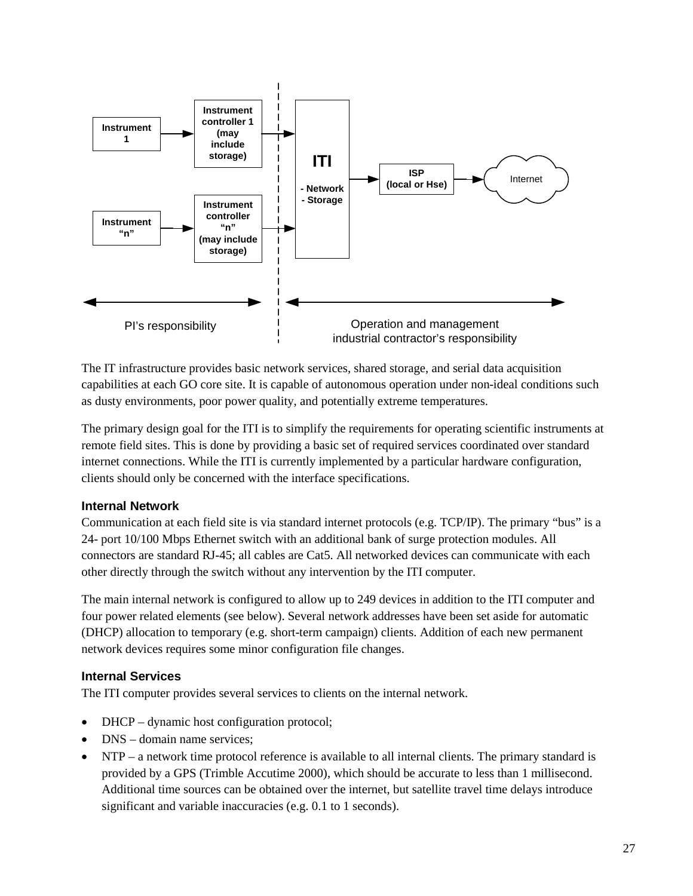The IT infrastructure provides basic network services, shared storage, and serial data acquisition capabilities at each GO core site. It is capable of autonomous operation under non-ideal conditions such as dusty environments, poor power quality, and potentially extreme temperatures.

The primary design goal for the ITI is to simplify the requirements for operating scientific instruments at remote field sites. This is done by providing a basic set of required services coordinated over standard internet connections. While the ITI is currently implemented by a particular hardware configuration, clients should only be concerned with the interface specifications.

### Internal Network

Communication at each field site is via standard internet protocols (e.g. TCP/IP). The primary "bus" is a 24- port 10/100 Mbps Ethernet switch with an additional bank of surge protection modules. All connectors are standard RJ-45; all cables are Cat5. All networked devices can communicate with each other directly through the switch without any intervention by the ITI computer.

The main internal network is configured to allow up to 249 devices in addition to the ITI computer and four power related elements (see below). Several network addresses have been set aside for automatic (DHCP) allocation to temporary (e.g. short-term campaign) clients. Addition of each new permanent network devices requires some minor configuration file changes.

### Internal Services

The ITI computer provides several services to clients on the internal network.

- DHCP – dynamic host configuration protocol;
- DNS – domain name services;
- NTP – a network time protocol reference is available to all internal clients. The primary standard is provided by a GPS (Trimble Accutime 2000), which should be accurate to less than 1 millisecond. Additional time sources can be obtained over the internet, but satellite travel time delays introduce significant and variable inaccuracies (e.g. 0.1 to 1 seconds).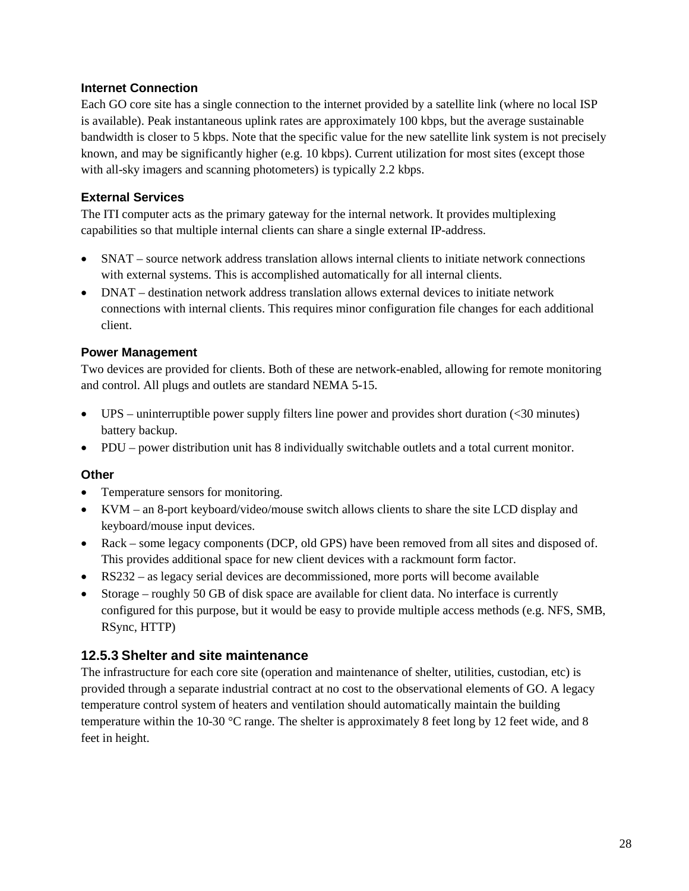#### Internet Connection

Each GO core site has a single connection to the internet provided by a satellite link (where no local ISP is available). Peak instantaneous uplink rates are approximately 100 kbps, but the average sustainable bandwidth is closer to 5 kbps. Note that the specific value for the new satellite link system is not precisely known, and may be significantly higher (e.g. 10 kbps). Current utilization for most sites (except those with all-sky imagers and scanning photometers) is typically 2.2 kbps.

#### External Services

The ITI computer acts as the primary gateway for the internal network. It provides multiplexing capabilities so that multiple internal clients can share a single external IP-address.

- SNAT – source network address translation allows internal clients to initiate network connections with external systems. This is accomplished automatically for all internal clients.
- DNAT – destination network address translation allows external devices to initiate network connections with internal clients. This requires minor configuration file changes for each additional client.

#### Power Management

Two devices are provided for clients. Both of these are network-enabled, allowing for remote monitoring and control. All plugs and outlets are standard NEMA 5-15.

- UPS – uninterruptible power supply filters line power and provides short duration (<30 minutes) battery backup.
- PDU – power distribution unit has 8 individually switchable outlets and a total current monitor.

#### Other

- Temperature sensors for monitoring.
- KVM – an 8-port keyboard/video/mouse switch allows clients to share the site LCD display and keyboard/mouse input devices.
- Rack – some legacy components (DCP, old GPS) have been removed from all sites and disposed of. This provides additional space for new client devices with a rackmount form factor.
- RS232 – as legacy serial devices are decommissioned, more ports will become available
- Storage – roughly 50 GB of disk space are available for client data. No interface is currently configured for this purpose, but it would be easy to provide multiple access methods (e.g. NFS, SMB, RSync, HTTP)

### 12.5.3 Shelter and site maintenance

The infrastructure for each core site (operation and maintenance of shelter, utilities, custodian, etc) is provided through a separate industrial contract at no cost to the observational elements of GO. A legacy temperature control system of heaters and ventilation should automatically maintain the building temperature within the 10-30 °C range. The shelter is approximately 8 feet long by 12 feet wide, and 8 feet in height.